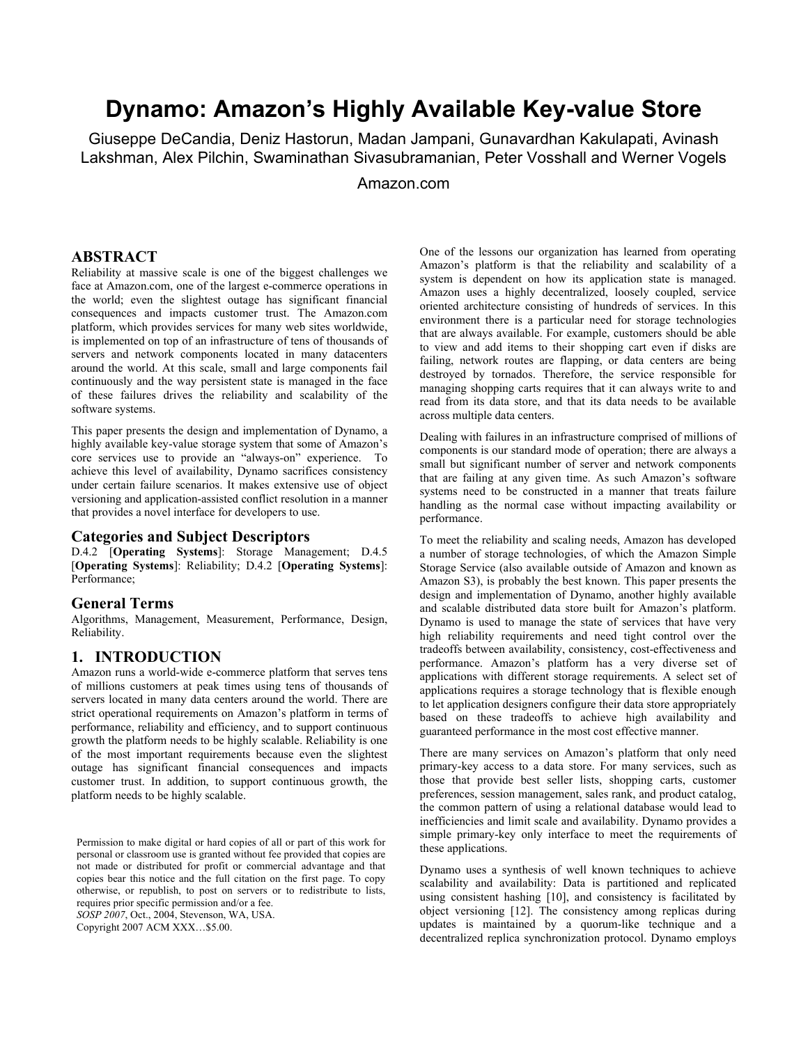# Dynamo: Amazon's Highly Available Key-value Store

Giuseppe DeCandia, Deniz Hastorun, Madan Jampani, Gunavardhan Kakulapati, Avinash Lakshman, Alex Pilchin, Swaminathan Sivasubramanian, Peter Vosshall and Werner Vogels

Amazon.com

## ABSTRACT

Reliability at massive scale is one of the biggest challenges we face at Amazon.com, one of the largest e-commerce operations in the world; even the slightest outage has significant financial consequences and impacts customer trust. The Amazon.com platform, which provides services for many web sites worldwide, is implemented on top of an infrastructure of tens of thousands of servers and network components located in many datacenters around the world. At this scale, small and large components fail continuously and the way persistent state is managed in the face of these failures drives the reliability and scalability of the software systems.

This paper presents the design and implementation of Dynamo, a highly available key-value storage system that some of Amazon's core services use to provide an "always-on" experience. To achieve this level of availability, Dynamo sacrifices consistency under certain failure scenarios. It makes extensive use of object versioning and application-assisted conflict resolution in a manner that provides a novel interface for developers to use.

### Categories and Subject Descriptors

D.4.2 [**Operating Systems**]: Storage Management; D.4.5 [**Operating Systems**]: Reliability; D.4.2 [**Operating Systems**]: Performance;

### General Terms

Algorithms, Management, Measurement, Performance, Design, Reliability.

## 1. INTRODUCTION

Amazon runs a world-wide e-commerce platform that serves tens of millions customers at peak times using tens of thousands of servers located in many data centers around the world. There are strict operational requirements on Amazon's platform in terms of performance, reliability and efficiency, and to support continuous growth the platform needs to be highly scalable. Reliability is one of the most important requirements because even the slightest outage has significant financial consequences and impacts customer trust. In addition, to support continuous growth, the platform needs to be highly scalable.

Permission to make digital or hard copies of all or part of this work for personal or classroom use is granted without fee provided that copies are not made or distributed for profit or commercial advantage and that copies bear this notice and the full citation on the first page. To copy otherwise, or republish, to post on servers or to redistribute to lists, requires prior specific permission and/or a fee.
*SOSP 2007*, Oct., 2004, Stevenson, WA, USA.
Copyright 2007 ACM XXX…$5.00.

One of the lessons our organization has learned from operating Amazon's platform is that the reliability and scalability of a system is dependent on how its application state is managed. Amazon uses a highly decentralized, loosely coupled, service oriented architecture consisting of hundreds of services. In this environment there is a particular need for storage technologies that are always available. For example, customers should be able to view and add items to their shopping cart even if disks are failing, network routes are flapping, or data centers are being destroyed by tornados. Therefore, the service responsible for managing shopping carts requires that it can always write to and read from its data store, and that its data needs to be available across multiple data centers.

Dealing with failures in an infrastructure comprised of millions of components is our standard mode of operation; there are always a small but significant number of server and network components that are failing at any given time. As such Amazon's software systems need to be constructed in a manner that treats failure handling as the normal case without impacting availability or performance.

To meet the reliability and scaling needs, Amazon has developed a number of storage technologies, of which the Amazon Simple Storage Service (also available outside of Amazon and known as Amazon S3), is probably the best known. This paper presents the design and implementation of Dynamo, another highly available and scalable distributed data store built for Amazon's platform. Dynamo is used to manage the state of services that have very high reliability requirements and need tight control over the tradeoffs between availability, consistency, cost-effectiveness and performance. Amazon's platform has a very diverse set of applications with different storage requirements. A select set of applications requires a storage technology that is flexible enough to let application designers configure their data store appropriately based on these tradeoffs to achieve high availability and guaranteed performance in the most cost effective manner.

There are many services on Amazon's platform that only need primary-key access to a data store. For many services, such as those that provide best seller lists, shopping carts, customer preferences, session management, sales rank, and product catalog, the common pattern of using a relational database would lead to inefficiencies and limit scale and availability. Dynamo provides a simple primary-key only interface to meet the requirements of these applications.

Dynamo uses a synthesis of well known techniques to achieve scalability and availability: Data is partitioned and replicated using consistent hashing [10], and consistency is facilitated by object versioning [12]. The consistency among replicas during updates is maintained by a quorum-like technique and a decentralized replica synchronization protocol. Dynamo employs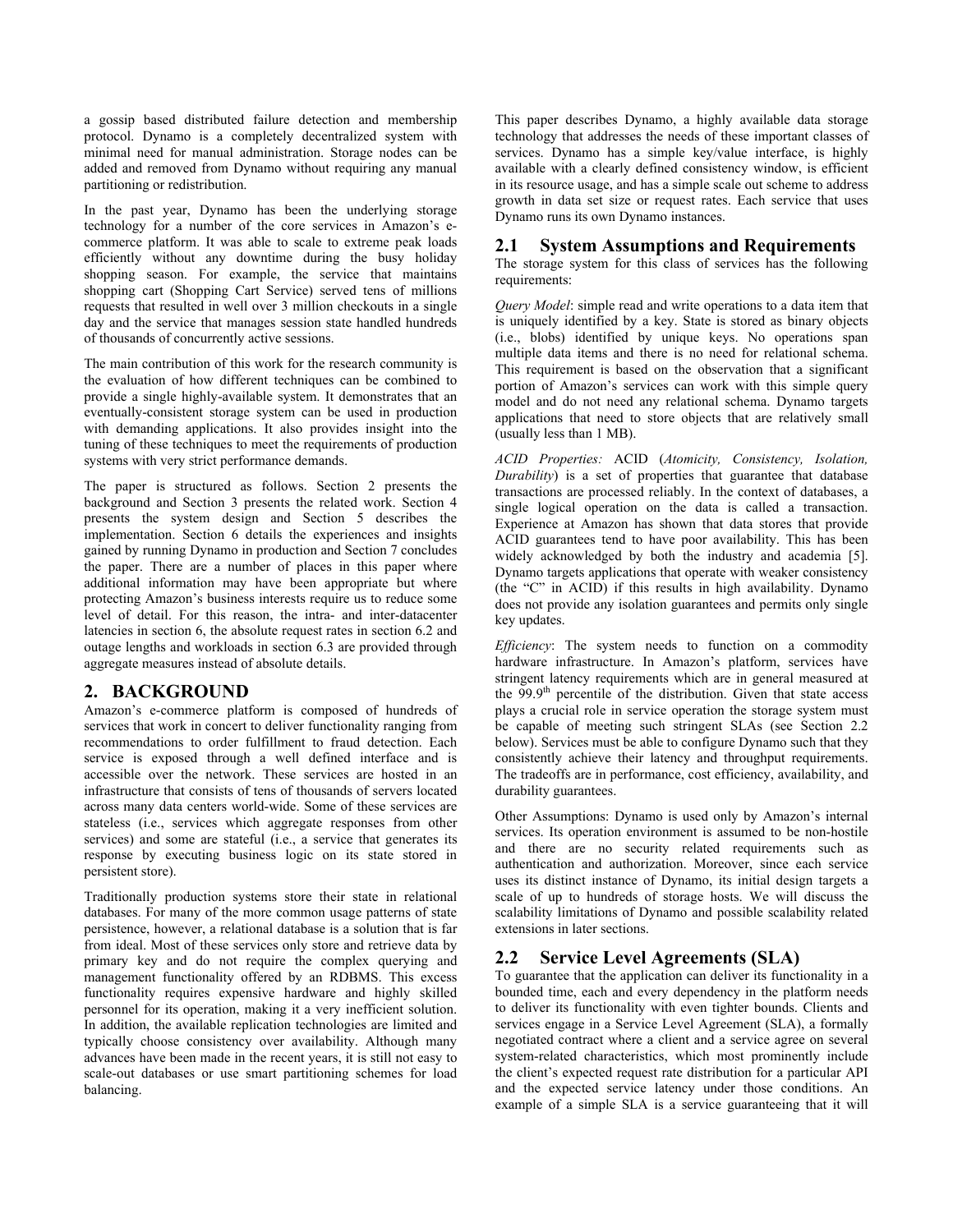a gossip based distributed failure detection and membership protocol. Dynamo is a completely decentralized system with minimal need for manual administration. Storage nodes can be added and removed from Dynamo without requiring any manual partitioning or redistribution.

In the past year, Dynamo has been the underlying storage technology for a number of the core services in Amazon's e-commerce platform. It was able to scale to extreme peak loads efficiently without any downtime during the busy holiday shopping season. For example, the service that maintains shopping cart (Shopping Cart Service) served tens of millions requests that resulted in well over 3 million checkouts in a single day and the service that manages session state handled hundreds of thousands of concurrently active sessions.

The main contribution of this work for the research community is the evaluation of how different techniques can be combined to provide a single highly-available system. It demonstrates that an eventually-consistent storage system can be used in production with demanding applications. It also provides insight into the tuning of these techniques to meet the requirements of production systems with very strict performance demands.

The paper is structured as follows. Section 2 presents the background and Section 3 presents the related work. Section 4 presents the system design and Section 5 describes the implementation. Section 6 details the experiences and insights gained by running Dynamo in production and Section 7 concludes the paper. There are a number of places in this paper where additional information may have been appropriate but where protecting Amazon's business interests require us to reduce some level of detail. For this reason, the intra- and inter-datacenter latencies in section 6, the absolute request rates in section 6.2 and outage lengths and workloads in section 6.3 are provided through aggregate measures instead of absolute details.

## 2. BACKGROUND

Amazon's e-commerce platform is composed of hundreds of services that work in concert to deliver functionality ranging from recommendations to order fulfillment to fraud detection. Each service is exposed through a well defined interface and is accessible over the network. These services are hosted in an infrastructure that consists of tens of thousands of servers located across many data centers world-wide. Some of these services are stateless (i.e., services which aggregate responses from other services) and some are stateful (i.e., a service that generates its response by executing business logic on its state stored in persistent store).

Traditionally production systems store their state in relational databases. For many of the more common usage patterns of state persistence, however, a relational database is a solution that is far from ideal. Most of these services only store and retrieve data by primary key and do not require the complex querying and management functionality offered by an RDBMS. This excess functionality requires expensive hardware and highly skilled personnel for its operation, making it a very inefficient solution. In addition, the available replication technologies are limited and typically choose consistency over availability. Although many advances have been made in the recent years, it is still not easy to scale-out databases or use smart partitioning schemes for load balancing.

This paper describes Dynamo, a highly available data storage technology that addresses the needs of these important classes of services. Dynamo has a simple key/value interface, is highly available with a clearly defined consistency window, is efficient in its resource usage, and has a simple scale out scheme to address growth in data set size or request rates. Each service that uses Dynamo runs its own Dynamo instances.

### 2.1 System Assumptions and Requirements

The storage system for this class of services has the following requirements:

*Query Model*: simple read and write operations to a data item that is uniquely identified by a key. State is stored as binary objects (i.e., blobs) identified by unique keys. No operations span multiple data items and there is no need for relational schema. This requirement is based on the observation that a significant portion of Amazon's services can work with this simple query model and do not need any relational schema. Dynamo targets applications that need to store objects that are relatively small (usually less than 1 MB).

*ACID Properties:* ACID (*Atomicity, Consistency, Isolation, Durability*) is a set of properties that guarantee that database transactions are processed reliably. In the context of databases, a single logical operation on the data is called a transaction. Experience at Amazon has shown that data stores that provide ACID guarantees tend to have poor availability. This has been widely acknowledged by both the industry and academia [5]. Dynamo targets applications that operate with weaker consistency (the "C" in ACID) if this results in high availability. Dynamo does not provide any isolation guarantees and permits only single key updates.

*Efficiency*: The system needs to function on a commodity hardware infrastructure. In Amazon's platform, services have stringent latency requirements which are in general measured at the 99.9$^{th}$ percentile of the distribution. Given that state access plays a crucial role in service operation the storage system must be capable of meeting such stringent SLAs (see Section 2.2 below). Services must be able to configure Dynamo such that they consistently achieve their latency and throughput requirements. The tradeoffs are in performance, cost efficiency, availability, and durability guarantees.

Other Assumptions: Dynamo is used only by Amazon's internal services. Its operation environment is assumed to be non-hostile and there are no security related requirements such as authentication and authorization. Moreover, since each service uses its distinct instance of Dynamo, its initial design targets a scale of up to hundreds of storage hosts. We will discuss the scalability limitations of Dynamo and possible scalability related extensions in later sections.

### 2.2 Service Level Agreements (SLA)

To guarantee that the application can deliver its functionality in a bounded time, each and every dependency in the platform needs to deliver its functionality with even tighter bounds. Clients and services engage in a Service Level Agreement (SLA), a formally negotiated contract where a client and a service agree on several system-related characteristics, which most prominently include the client's expected request rate distribution for a particular API and the expected service latency under those conditions. An example of a simple SLA is a service guaranteeing that it will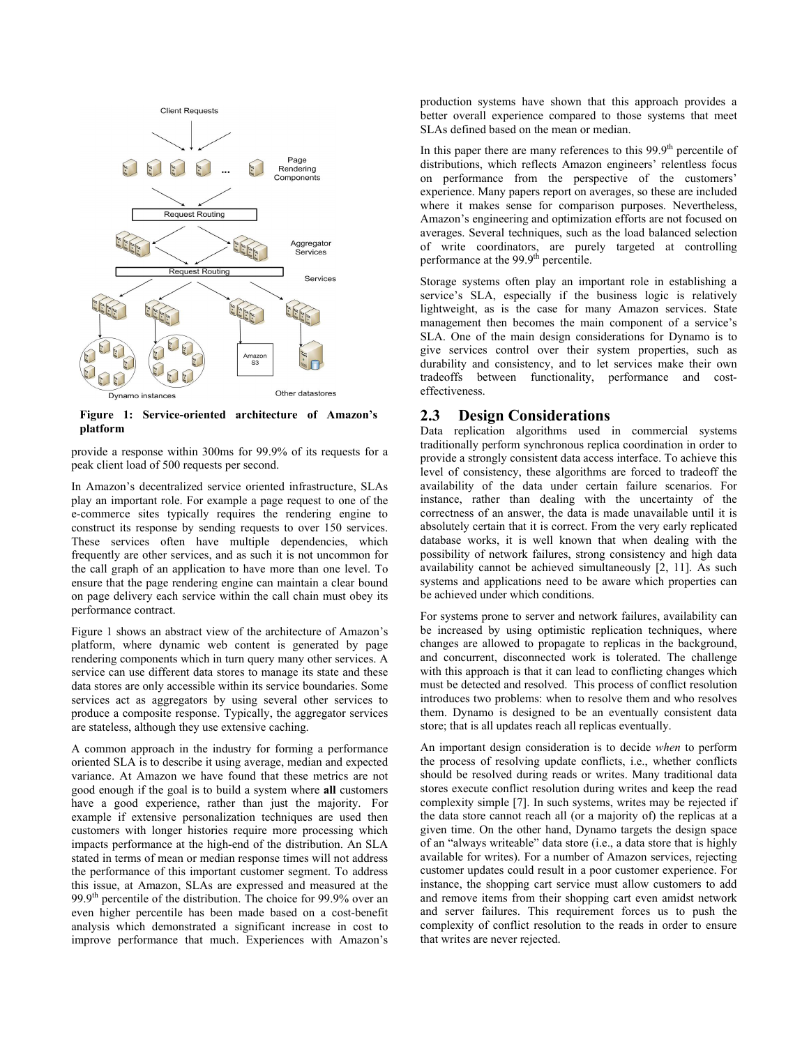Client Requests

Page Rendering Components

Request Routing

Aggregator Services

Request Routing

Services

Amazon S3

Dynamo instances

Other datastores

**Figure 1: Service-oriented architecture of Amazon's platform**

provide a response within 300ms for 99.9% of its requests for a peak client load of 500 requests per second.

In Amazon's decentralized service oriented infrastructure, SLAs play an important role. For example a page request to one of the e-commerce sites typically requires the rendering engine to construct its response by sending requests to over 150 services. These services often have multiple dependencies, which frequently are other services, and as such it is not uncommon for the call graph of an application to have more than one level. To ensure that the page rendering engine can maintain a clear bound on page delivery each service within the call chain must obey its performance contract.

Figure 1 shows an abstract view of the architecture of Amazon's platform, where dynamic web content is generated by page rendering components which in turn query many other services. A service can use different data stores to manage its state and these data stores are only accessible within its service boundaries. Some services act as aggregators by using several other services to produce a composite response. Typically, the aggregator services are stateless, although they use extensive caching.

A common approach in the industry for forming a performance oriented SLA is to describe it using average, median and expected variance. At Amazon we have found that these metrics are not good enough if the goal is to build a system where **all** customers have a good experience, rather than just the majority. For example if extensive personalization techniques are used then customers with longer histories require more processing which impacts performance at the high-end of the distribution. An SLA stated in terms of mean or median response times will not address the performance of this important customer segment. To address this issue, at Amazon, SLAs are expressed and measured at the 99.9th percentile of the distribution. The choice for 99.9% over an even higher percentile has been made based on a cost-benefit analysis which demonstrated a significant increase in cost to improve performance that much. Experiences with Amazon's production systems have shown that this approach provides a better overall experience compared to those systems that meet SLAs defined based on the mean or median.

In this paper there are many references to this 99.9th percentile of distributions, which reflects Amazon engineers' relentless focus on performance from the perspective of the customers' experience. Many papers report on averages, so these are included where it makes sense for comparison purposes. Nevertheless, Amazon's engineering and optimization efforts are not focused on averages. Several techniques, such as the load balanced selection of write coordinators, are purely targeted at controlling performance at the 99.9th percentile.

Storage systems often play an important role in establishing a service's SLA, especially if the business logic is relatively lightweight, as is the case for many Amazon services. State management then becomes the main component of a service's SLA. One of the main design considerations for Dynamo is to give services control over their system properties, such as durability and consistency, and to let services make their own tradeoffs between functionality, performance and cost-effectiveness.

## 2.3 Design Considerations

Data replication algorithms used in commercial systems traditionally perform synchronous replica coordination in order to provide a strongly consistent data access interface. To achieve this level of consistency, these algorithms are forced to tradeoff the availability of the data under certain failure scenarios. For instance, rather than dealing with the uncertainty of the correctness of an answer, the data is made unavailable until it is absolutely certain that it is correct. From the very early replicated database works, it is well known that when dealing with the possibility of network failures, strong consistency and high data availability cannot be achieved simultaneously [2, 11]. As such systems and applications need to be aware which properties can be achieved under which conditions.

For systems prone to server and network failures, availability can be increased by using optimistic replication techniques, where changes are allowed to propagate to replicas in the background, and concurrent, disconnected work is tolerated. The challenge with this approach is that it can lead to conflicting changes which must be detected and resolved. This process of conflict resolution introduces two problems: when to resolve them and who resolves them. Dynamo is designed to be an eventually consistent data store; that is all updates reach all replicas eventually.

An important design consideration is to decide *when* to perform the process of resolving update conflicts, i.e., whether conflicts should be resolved during reads or writes. Many traditional data stores execute conflict resolution during writes and keep the read complexity simple [7]. In such systems, writes may be rejected if the data store cannot reach all (or a majority of) the replicas at a given time. On the other hand, Dynamo targets the design space of an "always writeable" data store (i.e., a data store that is highly available for writes). For a number of Amazon services, rejecting customer updates could result in a poor customer experience. For instance, the shopping cart service must allow customers to add and remove items from their shopping cart even amidst network and server failures. This requirement forces us to push the complexity of conflict resolution to the reads in order to ensure that writes are never rejected.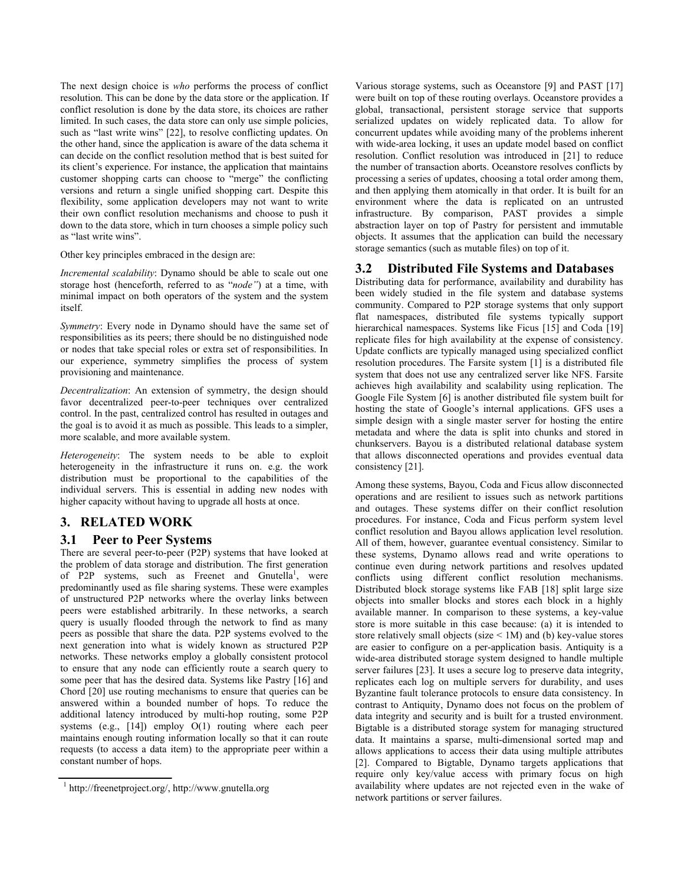The next design choice is *who* performs the process of conflict resolution. This can be done by the data store or the application. If conflict resolution is done by the data store, its choices are rather limited. In such cases, the data store can only use simple policies, such as "last write wins" [22], to resolve conflicting updates. On the other hand, since the application is aware of the data schema it can decide on the conflict resolution method that is best suited for its client's experience. For instance, the application that maintains customer shopping carts can choose to "merge" the conflicting versions and return a single unified shopping cart. Despite this flexibility, some application developers may not want to write their own conflict resolution mechanisms and choose to push it down to the data store, which in turn chooses a simple policy such as "last write wins".

Other key principles embraced in the design are:

*Incremental scalability*: Dynamo should be able to scale out one storage host (henceforth, referred to as "*node"*) at a time, with minimal impact on both operators of the system and the system itself.

*Symmetry*: Every node in Dynamo should have the same set of responsibilities as its peers; there should be no distinguished node or nodes that take special roles or extra set of responsibilities. In our experience, symmetry simplifies the process of system provisioning and maintenance.

*Decentralization*: An extension of symmetry, the design should favor decentralized peer-to-peer techniques over centralized control. In the past, centralized control has resulted in outages and the goal is to avoid it as much as possible. This leads to a simpler, more scalable, and more available system.

*Heterogeneity*: The system needs to be able to exploit heterogeneity in the infrastructure it runs on. e.g. the work distribution must be proportional to the capabilities of the individual servers. This is essential in adding new nodes with higher capacity without having to upgrade all hosts at once.

## 3. RELATED WORK

### 3.1 Peer to Peer Systems

There are several peer-to-peer (P2P) systems that have looked at the problem of data storage and distribution. The first generation of P2P systems, such as Freenet and Gnutella[1], were predominantly used as file sharing systems. These were examples of unstructured P2P networks where the overlay links between peers were established arbitrarily. In these networks, a search query is usually flooded through the network to find as many peers as possible that share the data. P2P systems evolved to the next generation into what is widely known as structured P2P networks. These networks employ a globally consistent protocol to ensure that any node can efficiently route a search query to some peer that has the desired data. Systems like Pastry [16] and Chord [20] use routing mechanisms to ensure that queries can be answered within a bounded number of hops. To reduce the additional latency introduced by multi-hop routing, some P2P systems (e.g., [14]) employ O(1) routing where each peer maintains enough routing information locally so that it can route requests (to access a data item) to the appropriate peer within a constant number of hops.

[1] http://freenetproject.org/, http://www.gnutella.org

Various storage systems, such as Oceanstore [9] and PAST [17] were built on top of these routing overlays. Oceanstore provides a global, transactional, persistent storage service that supports serialized updates on widely replicated data. To allow for concurrent updates while avoiding many of the problems inherent with wide-area locking, it uses an update model based on conflict resolution. Conflict resolution was introduced in [21] to reduce the number of transaction aborts. Oceanstore resolves conflicts by processing a series of updates, choosing a total order among them, and then applying them atomically in that order. It is built for an environment where the data is replicated on an untrusted infrastructure. By comparison, PAST provides a simple abstraction layer on top of Pastry for persistent and immutable objects. It assumes that the application can build the necessary storage semantics (such as mutable files) on top of it.

### 3.2 Distributed File Systems and Databases

Distributing data for performance, availability and durability has been widely studied in the file system and database systems community. Compared to P2P storage systems that only support flat namespaces, distributed file systems typically support hierarchical namespaces. Systems like Ficus [15] and Coda [19] replicate files for high availability at the expense of consistency. Update conflicts are typically managed using specialized conflict resolution procedures. The Farsite system [1] is a distributed file system that does not use any centralized server like NFS. Farsite achieves high availability and scalability using replication. The Google File System [6] is another distributed file system built for hosting the state of Google's internal applications. GFS uses a simple design with a single master server for hosting the entire metadata and where the data is split into chunks and stored in chunkservers. Bayou is a distributed relational database system that allows disconnected operations and provides eventual data consistency [21].

Among these systems, Bayou, Coda and Ficus allow disconnected operations and are resilient to issues such as network partitions and outages. These systems differ on their conflict resolution procedures. For instance, Coda and Ficus perform system level conflict resolution and Bayou allows application level resolution. All of them, however, guarantee eventual consistency. Similar to these systems, Dynamo allows read and write operations to continue even during network partitions and resolves updated conflicts using different conflict resolution mechanisms. Distributed block storage systems like FAB [18] split large size objects into smaller blocks and stores each block in a highly available manner. In comparison to these systems, a key-value store is more suitable in this case because: (a) it is intended to store relatively small objects (size < 1M) and (b) key-value stores are easier to configure on a per-application basis. Antiquity is a wide-area distributed storage system designed to handle multiple server failures [23]. It uses a secure log to preserve data integrity, replicates each log on multiple servers for durability, and uses Byzantine fault tolerance protocols to ensure data consistency. In contrast to Antiquity, Dynamo does not focus on the problem of data integrity and security and is built for a trusted environment. Bigtable is a distributed storage system for managing structured data. It maintains a sparse, multi-dimensional sorted map and allows applications to access their data using multiple attributes [2]. Compared to Bigtable, Dynamo targets applications that require only key/value access with primary focus on high availability where updates are not rejected even in the wake of network partitions or server failures.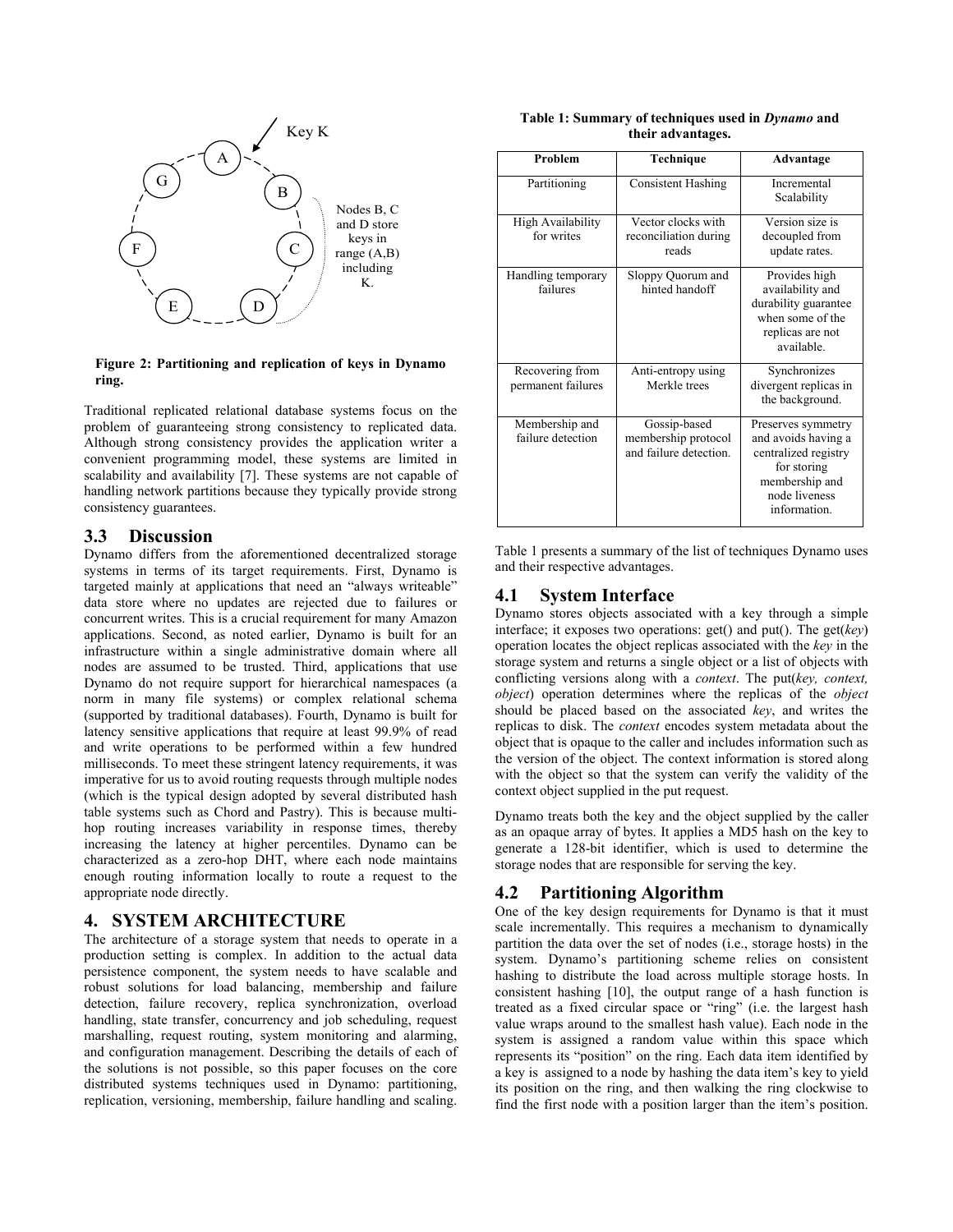Key K

A

B

C

D

E

F

G

Nodes B, C and D store keys in range (A,B) including K.

**Figure 2: Partitioning and replication of keys in Dynamo ring.**

Traditional replicated relational database systems focus on the problem of guaranteeing strong consistency to replicated data. Although strong consistency provides the application writer a convenient programming model, these systems are limited in scalability and availability [7]. These systems are not capable of handling network partitions because they typically provide strong consistency guarantees.

## 3.3 Discussion

Dynamo differs from the aforementioned decentralized storage systems in terms of its target requirements. First, Dynamo is targeted mainly at applications that need an "always writeable" data store where no updates are rejected due to failures or concurrent writes. This is a crucial requirement for many Amazon applications. Second, as noted earlier, Dynamo is built for an infrastructure within a single administrative domain where all nodes are assumed to be trusted. Third, applications that use Dynamo do not require support for hierarchical namespaces (a norm in many file systems) or complex relational schema (supported by traditional databases). Fourth, Dynamo is built for latency sensitive applications that require at least 99.9% of read and write operations to be performed within a few hundred milliseconds. To meet these stringent latency requirements, it was imperative for us to avoid routing requests through multiple nodes (which is the typical design adopted by several distributed hash table systems such as Chord and Pastry). This is because multi-hop routing increases variability in response times, thereby increasing the latency at higher percentiles. Dynamo can be characterized as a zero-hop DHT, where each node maintains enough routing information locally to route a request to the appropriate node directly.

# 4. SYSTEM ARCHITECTURE

The architecture of a storage system that needs to operate in a production setting is complex. In addition to the actual data persistence component, the system needs to have scalable and robust solutions for load balancing, membership and failure detection, failure recovery, replica synchronization, overload handling, state transfer, concurrency and job scheduling, request marshalling, request routing, system monitoring and alarming, and configuration management. Describing the details of each of the solutions is not possible, so this paper focuses on the core distributed systems techniques used in Dynamo: partitioning, replication, versioning, membership, failure handling and scaling.

**Table 1: Summary of techniques used in *Dynamo* and their advantages.**

| Problem | Technique | Advantage |
| --- | --- | --- |
| Partitioning | Consistent Hashing | Incremental Scalability |
| High Availability for writes | Vector clocks with reconciliation during reads | Version size is decoupled from update rates. |
| Handling temporary failures | Sloppy Quorum and hinted handoff | Provides high availability and durability guarantee when some of the replicas are not available. |
| Recovering from permanent failures | Anti-entropy using Merkle trees | Synchronizes divergent replicas in the background. |
| Membership and failure detection | Gossip-based membership protocol and failure detection. | Preserves symmetry and avoids having a centralized registry for storing membership and node liveness information. |

Table 1 presents a summary of the list of techniques Dynamo uses and their respective advantages.

## 4.1 System Interface

Dynamo stores objects associated with a key through a simple interface; it exposes two operations: get() and put(). The get(*key*) operation locates the object replicas associated with the *key* in the storage system and returns a single object or a list of objects with conflicting versions along with a *context*. The put(*key, context, object*) operation determines where the replicas of the *object* should be placed based on the associated *key*, and writes the replicas to disk. The *context* encodes system metadata about the object that is opaque to the caller and includes information such as the version of the object. The context information is stored along with the object so that the system can verify the validity of the context object supplied in the put request.

Dynamo treats both the key and the object supplied by the caller as an opaque array of bytes. It applies a MD5 hash on the key to generate a 128-bit identifier, which is used to determine the storage nodes that are responsible for serving the key.

## 4.2 Partitioning Algorithm

One of the key design requirements for Dynamo is that it must scale incrementally. This requires a mechanism to dynamically partition the data over the set of nodes (i.e., storage hosts) in the system. Dynamo's partitioning scheme relies on consistent hashing to distribute the load across multiple storage hosts. In consistent hashing [10], the output range of a hash function is treated as a fixed circular space or "ring" (i.e. the largest hash value wraps around to the smallest hash value). Each node in the system is assigned a random value within this space which represents its "position" on the ring. Each data item identified by a key is assigned to a node by hashing the data item's key to yield its position on the ring, and then walking the ring clockwise to find the first node with a position larger than the item's position.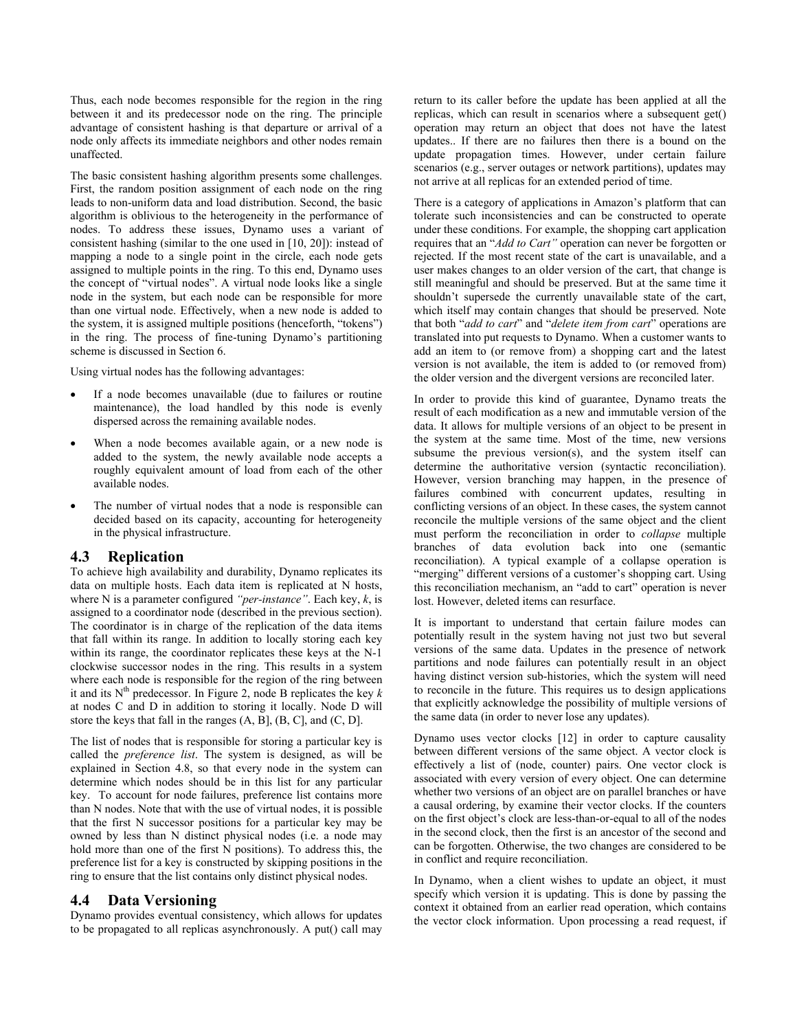Thus, each node becomes responsible for the region in the ring between it and its predecessor node on the ring. The principle advantage of consistent hashing is that departure or arrival of a node only affects its immediate neighbors and other nodes remain unaffected.

The basic consistent hashing algorithm presents some challenges. First, the random position assignment of each node on the ring leads to non-uniform data and load distribution. Second, the basic algorithm is oblivious to the heterogeneity in the performance of nodes. To address these issues, Dynamo uses a variant of consistent hashing (similar to the one used in [10, 20]): instead of mapping a node to a single point in the circle, each node gets assigned to multiple points in the ring. To this end, Dynamo uses the concept of "virtual nodes". A virtual node looks like a single node in the system, but each node can be responsible for more than one virtual node. Effectively, when a new node is added to the system, it is assigned multiple positions (henceforth, "tokens") in the ring. The process of fine-tuning Dynamo's partitioning scheme is discussed in Section 6.

Using virtual nodes has the following advantages:

- If a node becomes unavailable (due to failures or routine maintenance), the load handled by this node is evenly dispersed across the remaining available nodes.
- When a node becomes available again, or a new node is added to the system, the newly available node accepts a roughly equivalent amount of load from each of the other available nodes.
- The number of virtual nodes that a node is responsible can decided based on its capacity, accounting for heterogeneity in the physical infrastructure.

## 4.3 Replication

To achieve high availability and durability, Dynamo replicates its data on multiple hosts. Each data item is replicated at N hosts, where N is a parameter configured *"per-instance"*. Each key, *k*, is assigned to a coordinator node (described in the previous section). The coordinator is in charge of the replication of the data items that fall within its range. In addition to locally storing each key within its range, the coordinator replicates these keys at the N-1 clockwise successor nodes in the ring. This results in a system where each node is responsible for the region of the ring between it and its $N^{th}$ predecessor. In Figure 2, node B replicates the key *k* at nodes C and D in addition to storing it locally. Node D will store the keys that fall in the ranges (A, B], (B, C], and (C, D].

The list of nodes that is responsible for storing a particular key is called the *preference list*. The system is designed, as will be explained in Section 4.8, so that every node in the system can determine which nodes should be in this list for any particular key. To account for node failures, preference list contains more than N nodes. Note that with the use of virtual nodes, it is possible that the first N successor positions for a particular key may be owned by less than N distinct physical nodes (i.e. a node may hold more than one of the first N positions). To address this, the preference list for a key is constructed by skipping positions in the ring to ensure that the list contains only distinct physical nodes.

## 4.4 Data Versioning

Dynamo provides eventual consistency, which allows for updates to be propagated to all replicas asynchronously. A put() call may return to its caller before the update has been applied at all the replicas, which can result in scenarios where a subsequent get() operation may return an object that does not have the latest updates.. If there are no failures then there is a bound on the update propagation times. However, under certain failure scenarios (e.g., server outages or network partitions), updates may not arrive at all replicas for an extended period of time.

There is a category of applications in Amazon's platform that can tolerate such inconsistencies and can be constructed to operate under these conditions. For example, the shopping cart application requires that an "*Add to Cart"* operation can never be forgotten or rejected. If the most recent state of the cart is unavailable, and a user makes changes to an older version of the cart, that change is still meaningful and should be preserved. But at the same time it shouldn't supersede the currently unavailable state of the cart, which itself may contain changes that should be preserved. Note that both "*add to cart*" and "*delete item from cart*" operations are translated into put requests to Dynamo. When a customer wants to add an item to (or remove from) a shopping cart and the latest version is not available, the item is added to (or removed from) the older version and the divergent versions are reconciled later.

In order to provide this kind of guarantee, Dynamo treats the result of each modification as a new and immutable version of the data. It allows for multiple versions of an object to be present in the system at the same time. Most of the time, new versions subsume the previous version(s), and the system itself can determine the authoritative version (syntactic reconciliation). However, version branching may happen, in the presence of failures combined with concurrent updates, resulting in conflicting versions of an object. In these cases, the system cannot reconcile the multiple versions of the same object and the client must perform the reconciliation in order to *collapse* multiple branches of data evolution back into one (semantic reconciliation). A typical example of a collapse operation is "merging" different versions of a customer's shopping cart. Using this reconciliation mechanism, an "add to cart" operation is never lost. However, deleted items can resurface.

It is important to understand that certain failure modes can potentially result in the system having not just two but several versions of the same data. Updates in the presence of network partitions and node failures can potentially result in an object having distinct version sub-histories, which the system will need to reconcile in the future. This requires us to design applications that explicitly acknowledge the possibility of multiple versions of the same data (in order to never lose any updates).

Dynamo uses vector clocks [12] in order to capture causality between different versions of the same object. A vector clock is effectively a list of (node, counter) pairs. One vector clock is associated with every version of every object. One can determine whether two versions of an object are on parallel branches or have a causal ordering, by examine their vector clocks. If the counters on the first object's clock are less-than-or-equal to all of the nodes in the second clock, then the first is an ancestor of the second and can be forgotten. Otherwise, the two changes are considered to be in conflict and require reconciliation.

In Dynamo, when a client wishes to update an object, it must specify which version it is updating. This is done by passing the context it obtained from an earlier read operation, which contains the vector clock information. Upon processing a read request, if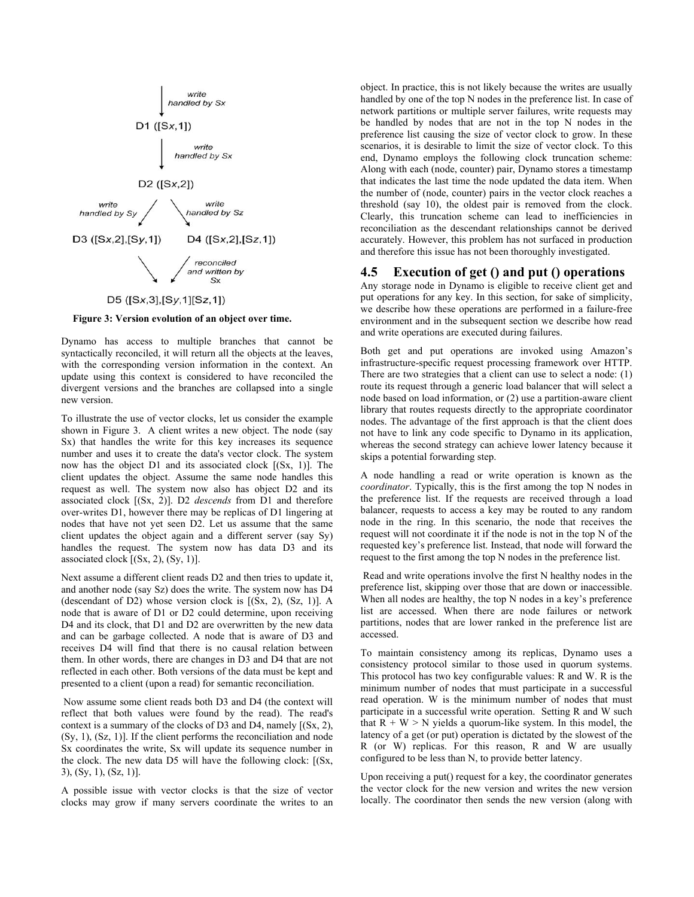write handled by Sx

D1 ([Sx,1])

write handled by Sx

D2 ([Sx,2])

write handled by Sy

write handled by Sz

D3 ([Sx,2],[Sy,1])

D4 ([Sx,2],[Sz,1])

reconciled and written by Sx

D5 ([Sx,3],[Sy,1][Sz,1])

**Figure 3: Version evolution of an object over time.**

Dynamo has access to multiple branches that cannot be syntactically reconciled, it will return all the objects at the leaves, with the corresponding version information in the context. An update using this context is considered to have reconciled the divergent versions and the branches are collapsed into a single new version.

To illustrate the use of vector clocks, let us consider the example shown in Figure 3. A client writes a new object. The node (say Sx) that handles the write for this key increases its sequence number and uses it to create the data's vector clock. The system now has the object D1 and its associated clock [(Sx, 1)]. The client updates the object. Assume the same node handles this request as well. The system now also has object D2 and its associated clock [(Sx, 2)]. D2 *descends* from D1 and therefore over-writes D1, however there may be replicas of D1 lingering at nodes that have not yet seen D2. Let us assume that the same client updates the object again and a different server (say Sy) handles the request. The system now has data D3 and its associated clock [(Sx, 2), (Sy, 1)].

Next assume a different client reads D2 and then tries to update it, and another node (say Sz) does the write. The system now has D4 (descendant of D2) whose version clock is [(Sx, 2), (Sz, 1)]. A node that is aware of D1 or D2 could determine, upon receiving D4 and its clock, that D1 and D2 are overwritten by the new data and can be garbage collected. A node that is aware of D3 and receives D4 will find that there is no causal relation between them. In other words, there are changes in D3 and D4 that are not reflected in each other. Both versions of the data must be kept and presented to a client (upon a read) for semantic reconciliation.

Now assume some client reads both D3 and D4 (the context will reflect that both values were found by the read). The read's context is a summary of the clocks of D3 and D4, namely [(Sx, 2), (Sy, 1), (Sz, 1)]. If the client performs the reconciliation and node Sx coordinates the write, Sx will update its sequence number in the clock. The new data D5 will have the following clock: [(Sx, 3), (Sy, 1), (Sz, 1)].

A possible issue with vector clocks is that the size of vector clocks may grow if many servers coordinate the writes to an object. In practice, this is not likely because the writes are usually handled by one of the top N nodes in the preference list. In case of network partitions or multiple server failures, write requests may be handled by nodes that are not in the top N nodes in the preference list causing the size of vector clock to grow. In these scenarios, it is desirable to limit the size of vector clock. To this end, Dynamo employs the following clock truncation scheme: Along with each (node, counter) pair, Dynamo stores a timestamp that indicates the last time the node updated the data item. When the number of (node, counter) pairs in the vector clock reaches a threshold (say 10), the oldest pair is removed from the clock. Clearly, this truncation scheme can lead to inefficiencies in reconciliation as the descendant relationships cannot be derived accurately. However, this problem has not surfaced in production and therefore this issue has not been thoroughly investigated.

## 4.5 Execution of get () and put () operations

Any storage node in Dynamo is eligible to receive client get and put operations for any key. In this section, for sake of simplicity, we describe how these operations are performed in a failure-free environment and in the subsequent section we describe how read and write operations are executed during failures.

Both get and put operations are invoked using Amazon's infrastructure-specific request processing framework over HTTP. There are two strategies that a client can use to select a node: (1) route its request through a generic load balancer that will select a node based on load information, or (2) use a partition-aware client library that routes requests directly to the appropriate coordinator nodes. The advantage of the first approach is that the client does not have to link any code specific to Dynamo in its application, whereas the second strategy can achieve lower latency because it skips a potential forwarding step.

A node handling a read or write operation is known as the *coordinator*. Typically, this is the first among the top N nodes in the preference list. If the requests are received through a load balancer, requests to access a key may be routed to any random node in the ring. In this scenario, the node that receives the request will not coordinate it if the node is not in the top N of the requested key's preference list. Instead, that node will forward the request to the first among the top N nodes in the preference list.

Read and write operations involve the first N healthy nodes in the preference list, skipping over those that are down or inaccessible. When all nodes are healthy, the top N nodes in a key's preference list are accessed. When there are node failures or network partitions, nodes that are lower ranked in the preference list are accessed.

To maintain consistency among its replicas, Dynamo uses a consistency protocol similar to those used in quorum systems. This protocol has two key configurable values: R and W. R is the minimum number of nodes that must participate in a successful read operation. W is the minimum number of nodes that must participate in a successful write operation. Setting R and W such that $R + W > N$ yields a quorum-like system. In this model, the latency of a get (or put) operation is dictated by the slowest of the R (or W) replicas. For this reason, R and W are usually configured to be less than N, to provide better latency.

Upon receiving a put() request for a key, the coordinator generates the vector clock for the new version and writes the new version locally. The coordinator then sends the new version (along with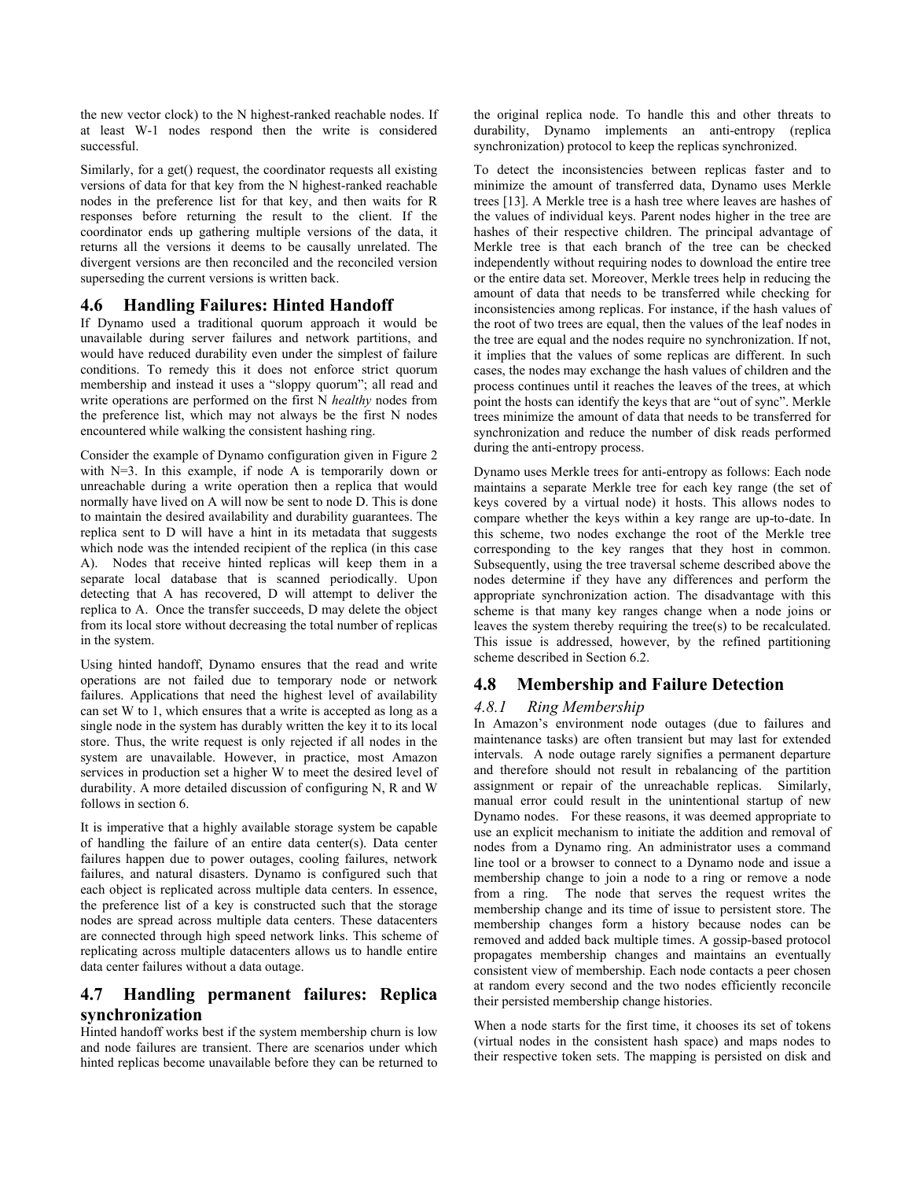the new vector clock) to the N highest-ranked reachable nodes. If at least W-1 nodes respond then the write is considered successful.

Similarly, for a get() request, the coordinator requests all existing versions of data for that key from the N highest-ranked reachable nodes in the preference list for that key, and then waits for R responses before returning the result to the client. If the coordinator ends up gathering multiple versions of the data, it returns all the versions it deems to be causally unrelated. The divergent versions are then reconciled and the reconciled version superseding the current versions is written back.

## 4.6 Handling Failures: Hinted Handoff

If Dynamo used a traditional quorum approach it would be unavailable during server failures and network partitions, and would have reduced durability even under the simplest of failure conditions. To remedy this it does not enforce strict quorum membership and instead it uses a "sloppy quorum"; all read and write operations are performed on the first N *healthy* nodes from the preference list, which may not always be the first N nodes encountered while walking the consistent hashing ring.

Consider the example of Dynamo configuration given in Figure 2 with N=3. In this example, if node A is temporarily down or unreachable during a write operation then a replica that would normally have lived on A will now be sent to node D. This is done to maintain the desired availability and durability guarantees. The replica sent to D will have a hint in its metadata that suggests which node was the intended recipient of the replica (in this case A). Nodes that receive hinted replicas will keep them in a separate local database that is scanned periodically. Upon detecting that A has recovered, D will attempt to deliver the replica to A. Once the transfer succeeds, D may delete the object from its local store without decreasing the total number of replicas in the system.

Using hinted handoff, Dynamo ensures that the read and write operations are not failed due to temporary node or network failures. Applications that need the highest level of availability can set W to 1, which ensures that a write is accepted as long as a single node in the system has durably written the key it to its local store. Thus, the write request is only rejected if all nodes in the system are unavailable. However, in practice, most Amazon services in production set a higher W to meet the desired level of durability. A more detailed discussion of configuring N, R and W follows in section 6.

It is imperative that a highly available storage system be capable of handling the failure of an entire data center(s). Data center failures happen due to power outages, cooling failures, network failures, and natural disasters. Dynamo is configured such that each object is replicated across multiple data centers. In essence, the preference list of a key is constructed such that the storage nodes are spread across multiple data centers. These datacenters are connected through high speed network links. This scheme of replicating across multiple datacenters allows us to handle entire data center failures without a data outage.

## 4.7 Handling permanent failures: Replica synchronization

Hinted handoff works best if the system membership churn is low and node failures are transient. There are scenarios under which hinted replicas become unavailable before they can be returned to the original replica node. To handle this and other threats to durability, Dynamo implements an anti-entropy (replica synchronization) protocol to keep the replicas synchronized.

To detect the inconsistencies between replicas faster and to minimize the amount of transferred data, Dynamo uses Merkle trees [13]. A Merkle tree is a hash tree where leaves are hashes of the values of individual keys. Parent nodes higher in the tree are hashes of their respective children. The principal advantage of Merkle tree is that each branch of the tree can be checked independently without requiring nodes to download the entire tree or the entire data set. Moreover, Merkle trees help in reducing the amount of data that needs to be transferred while checking for inconsistencies among replicas. For instance, if the hash values of the root of two trees are equal, then the values of the leaf nodes in the tree are equal and the nodes require no synchronization. If not, it implies that the values of some replicas are different. In such cases, the nodes may exchange the hash values of children and the process continues until it reaches the leaves of the trees, at which point the hosts can identify the keys that are "out of sync". Merkle trees minimize the amount of data that needs to be transferred for synchronization and reduce the number of disk reads performed during the anti-entropy process.

Dynamo uses Merkle trees for anti-entropy as follows: Each node maintains a separate Merkle tree for each key range (the set of keys covered by a virtual node) it hosts. This allows nodes to compare whether the keys within a key range are up-to-date. In this scheme, two nodes exchange the root of the Merkle tree corresponding to the key ranges that they host in common. Subsequently, using the tree traversal scheme described above the nodes determine if they have any differences and perform the appropriate synchronization action. The disadvantage with this scheme is that many key ranges change when a node joins or leaves the system thereby requiring the tree(s) to be recalculated. This issue is addressed, however, by the refined partitioning scheme described in Section 6.2.

## 4.8 Membership and Failure Detection

### *4.8.1 Ring Membership*

In Amazon's environment node outages (due to failures and maintenance tasks) are often transient but may last for extended intervals. A node outage rarely signifies a permanent departure and therefore should not result in rebalancing of the partition assignment or repair of the unreachable replicas. Similarly, manual error could result in the unintentional startup of new Dynamo nodes. For these reasons, it was deemed appropriate to use an explicit mechanism to initiate the addition and removal of nodes from a Dynamo ring. An administrator uses a command line tool or a browser to connect to a Dynamo node and issue a membership change to join a node to a ring or remove a node from a ring. The node that serves the request writes the membership change and its time of issue to persistent store. The membership changes form a history because nodes can be removed and added back multiple times. A gossip-based protocol propagates membership changes and maintains an eventually consistent view of membership. Each node contacts a peer chosen at random every second and the two nodes efficiently reconcile their persisted membership change histories.

When a node starts for the first time, it chooses its set of tokens (virtual nodes in the consistent hash space) and maps nodes to their respective token sets. The mapping is persisted on disk and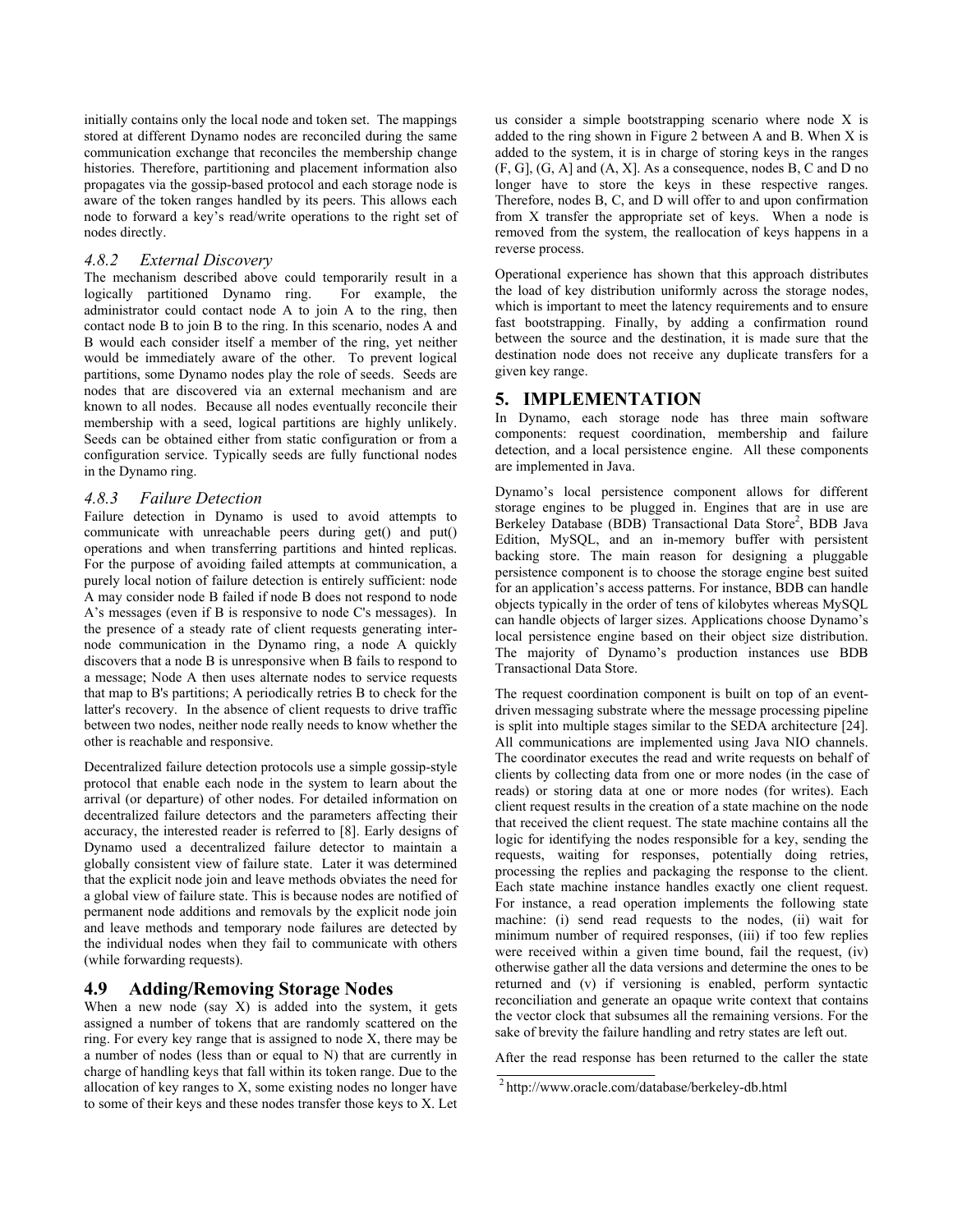initially contains only the local node and token set. The mappings stored at different Dynamo nodes are reconciled during the same communication exchange that reconciles the membership change histories. Therefore, partitioning and placement information also propagates via the gossip-based protocol and each storage node is aware of the token ranges handled by its peers. This allows each node to forward a key's read/write operations to the right set of nodes directly.

### *4.8.2 External Discovery*

The mechanism described above could temporarily result in a logically partitioned Dynamo ring. For example, the administrator could contact node A to join A to the ring, then contact node B to join B to the ring. In this scenario, nodes A and B would each consider itself a member of the ring, yet neither would be immediately aware of the other. To prevent logical partitions, some Dynamo nodes play the role of seeds. Seeds are nodes that are discovered via an external mechanism and are known to all nodes. Because all nodes eventually reconcile their membership with a seed, logical partitions are highly unlikely. Seeds can be obtained either from static configuration or from a configuration service. Typically seeds are fully functional nodes in the Dynamo ring.

### *4.8.3 Failure Detection*

Failure detection in Dynamo is used to avoid attempts to communicate with unreachable peers during get() and put() operations and when transferring partitions and hinted replicas. For the purpose of avoiding failed attempts at communication, a purely local notion of failure detection is entirely sufficient: node A may consider node B failed if node B does not respond to node A's messages (even if B is responsive to node C's messages). In the presence of a steady rate of client requests generating inter-node communication in the Dynamo ring, a node A quickly discovers that a node B is unresponsive when B fails to respond to a message; Node A then uses alternate nodes to service requests that map to B's partitions; A periodically retries B to check for the latter's recovery. In the absence of client requests to drive traffic between two nodes, neither node really needs to know whether the other is reachable and responsive.

Decentralized failure detection protocols use a simple gossip-style protocol that enable each node in the system to learn about the arrival (or departure) of other nodes. For detailed information on decentralized failure detectors and the parameters affecting their accuracy, the interested reader is referred to [8]. Early designs of Dynamo used a decentralized failure detector to maintain a globally consistent view of failure state. Later it was determined that the explicit node join and leave methods obviates the need for a global view of failure state. This is because nodes are notified of permanent node additions and removals by the explicit node join and leave methods and temporary node failures are detected by the individual nodes when they fail to communicate with others (while forwarding requests).

## 4.9 Adding/Removing Storage Nodes

When a new node (say X) is added into the system, it gets assigned a number of tokens that are randomly scattered on the ring. For every key range that is assigned to node X, there may be a number of nodes (less than or equal to N) that are currently in charge of handling keys that fall within its token range. Due to the allocation of key ranges to X, some existing nodes no longer have to some of their keys and these nodes transfer those keys to X. Let us consider a simple bootstrapping scenario where node X is added to the ring shown in Figure 2 between A and B. When X is added to the system, it is in charge of storing keys in the ranges (F, G], (G, A] and (A, X]. As a consequence, nodes B, C and D no longer have to store the keys in these respective ranges. Therefore, nodes B, C, and D will offer to and upon confirmation from X transfer the appropriate set of keys. When a node is removed from the system, the reallocation of keys happens in a reverse process.

Operational experience has shown that this approach distributes the load of key distribution uniformly across the storage nodes, which is important to meet the latency requirements and to ensure fast bootstrapping. Finally, by adding a confirmation round between the source and the destination, it is made sure that the destination node does not receive any duplicate transfers for a given key range.

# 5. IMPLEMENTATION

In Dynamo, each storage node has three main software components: request coordination, membership and failure detection, and a local persistence engine. All these components are implemented in Java.

Dynamo's local persistence component allows for different storage engines to be plugged in. Engines that are in use are Berkeley Database (BDB) Transactional Data Store[2], BDB Java Edition, MySQL, and an in-memory buffer with persistent backing store. The main reason for designing a pluggable persistence component is to choose the storage engine best suited for an application's access patterns. For instance, BDB can handle objects typically in the order of tens of kilobytes whereas MySQL can handle objects of larger sizes. Applications choose Dynamo's local persistence engine based on their object size distribution. The majority of Dynamo's production instances use BDB Transactional Data Store.

The request coordination component is built on top of an event-driven messaging substrate where the message processing pipeline is split into multiple stages similar to the SEDA architecture [24]. All communications are implemented using Java NIO channels. The coordinator executes the read and write requests on behalf of clients by collecting data from one or more nodes (in the case of reads) or storing data at one or more nodes (for writes). Each client request results in the creation of a state machine on the node that received the client request. The state machine contains all the logic for identifying the nodes responsible for a key, sending the requests, waiting for responses, potentially doing retries, processing the replies and packaging the response to the client. Each state machine instance handles exactly one client request. For instance, a read operation implements the following state machine: (i) send read requests to the nodes, (ii) wait for minimum number of required responses, (iii) if too few replies were received within a given time bound, fail the request, (iv) otherwise gather all the data versions and determine the ones to be returned and (v) if versioning is enabled, perform syntactic reconciliation and generate an opaque write context that contains the vector clock that subsumes all the remaining versions. For the sake of brevity the failure handling and retry states are left out.

After the read response has been returned to the caller the state

[2] http://www.oracle.com/database/berkeley-db.html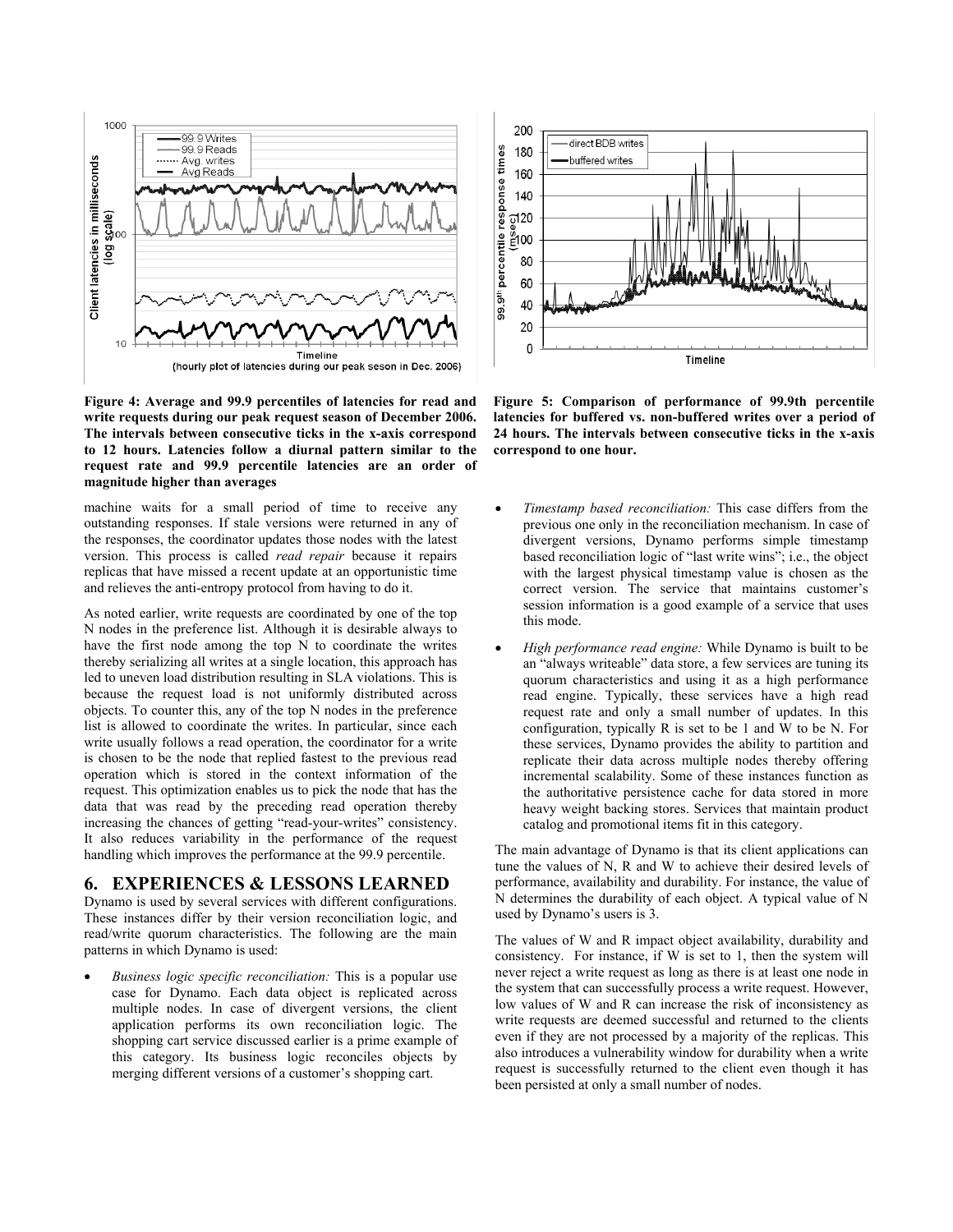1000

99.9 Writes
99.9 Reads
Avg. writes
Avg Reads

Client latencies in milliseconds (log scale)

100

10

Timeline
(hourly plot of latencies during our peak seson in Dec. 2006)

**Figure 4: Average and 99.9 percentiles of latencies for read and write requests during our peak request season of December 2006. The intervals between consecutive ticks in the x-axis correspond to 12 hours. Latencies follow a diurnal pattern similar to the request rate and 99.9 percentile latencies are an order of magnitude higher than averages**

200
180
160
140
120
100
80
60
40
20
0

direct BDB writes
buffered writes

99.9th percentile response times (msec)

Timeline

**Figure 5: Comparison of performance of 99.9th percentile latencies for buffered vs. non-buffered writes over a period of 24 hours. The intervals between consecutive ticks in the x-axis correspond to one hour.**

machine waits for a small period of time to receive any outstanding responses. If stale versions were returned in any of the responses, the coordinator updates those nodes with the latest version. This process is called *read repair* because it repairs replicas that have missed a recent update at an opportunistic time and relieves the anti-entropy protocol from having to do it.

As noted earlier, write requests are coordinated by one of the top N nodes in the preference list. Although it is desirable always to have the first node among the top N to coordinate the writes thereby serializing all writes at a single location, this approach has led to uneven load distribution resulting in SLA violations. This is because the request load is not uniformly distributed across objects. To counter this, any of the top N nodes in the preference list is allowed to coordinate the writes. In particular, since each write usually follows a read operation, the coordinator for a write is chosen to be the node that replied fastest to the previous read operation which is stored in the context information of the request. This optimization enables us to pick the node that has the data that was read by the preceding read operation thereby increasing the chances of getting "read-your-writes" consistency. It also reduces variability in the performance of the request handling which improves the performance at the 99.9 percentile.

## 6. EXPERIENCES & LESSONS LEARNED

Dynamo is used by several services with different configurations. These instances differ by their version reconciliation logic, and read/write quorum characteristics. The following are the main patterns in which Dynamo is used:

- *Business logic specific reconciliation:* This is a popular use case for Dynamo. Each data object is replicated across multiple nodes. In case of divergent versions, the client application performs its own reconciliation logic. The shopping cart service discussed earlier is a prime example of this category. Its business logic reconciles objects by merging different versions of a customer's shopping cart.
- *Timestamp based reconciliation:* This case differs from the previous one only in the reconciliation mechanism. In case of divergent versions, Dynamo performs simple timestamp based reconciliation logic of "last write wins"; i.e., the object with the largest physical timestamp value is chosen as the correct version. The service that maintains customer's session information is a good example of a service that uses this mode.
- *High performance read engine:* While Dynamo is built to be an "always writeable" data store, a few services are tuning its quorum characteristics and using it as a high performance read engine. Typically, these services have a high read request rate and only a small number of updates. In this configuration, typically R is set to be 1 and W to be N. For these services, Dynamo provides the ability to partition and replicate their data across multiple nodes thereby offering incremental scalability. Some of these instances function as the authoritative persistence cache for data stored in more heavy weight backing stores. Services that maintain product catalog and promotional items fit in this category.

The main advantage of Dynamo is that its client applications can tune the values of N, R and W to achieve their desired levels of performance, availability and durability. For instance, the value of N determines the durability of each object. A typical value of N used by Dynamo's users is 3.

The values of W and R impact object availability, durability and consistency. For instance, if W is set to 1, then the system will never reject a write request as long as there is at least one node in the system that can successfully process a write request. However, low values of W and R can increase the risk of inconsistency as write requests are deemed successful and returned to the clients even if they are not processed by a majority of the replicas. This also introduces a vulnerability window for durability when a write request is successfully returned to the client even though it has been persisted at only a small number of nodes.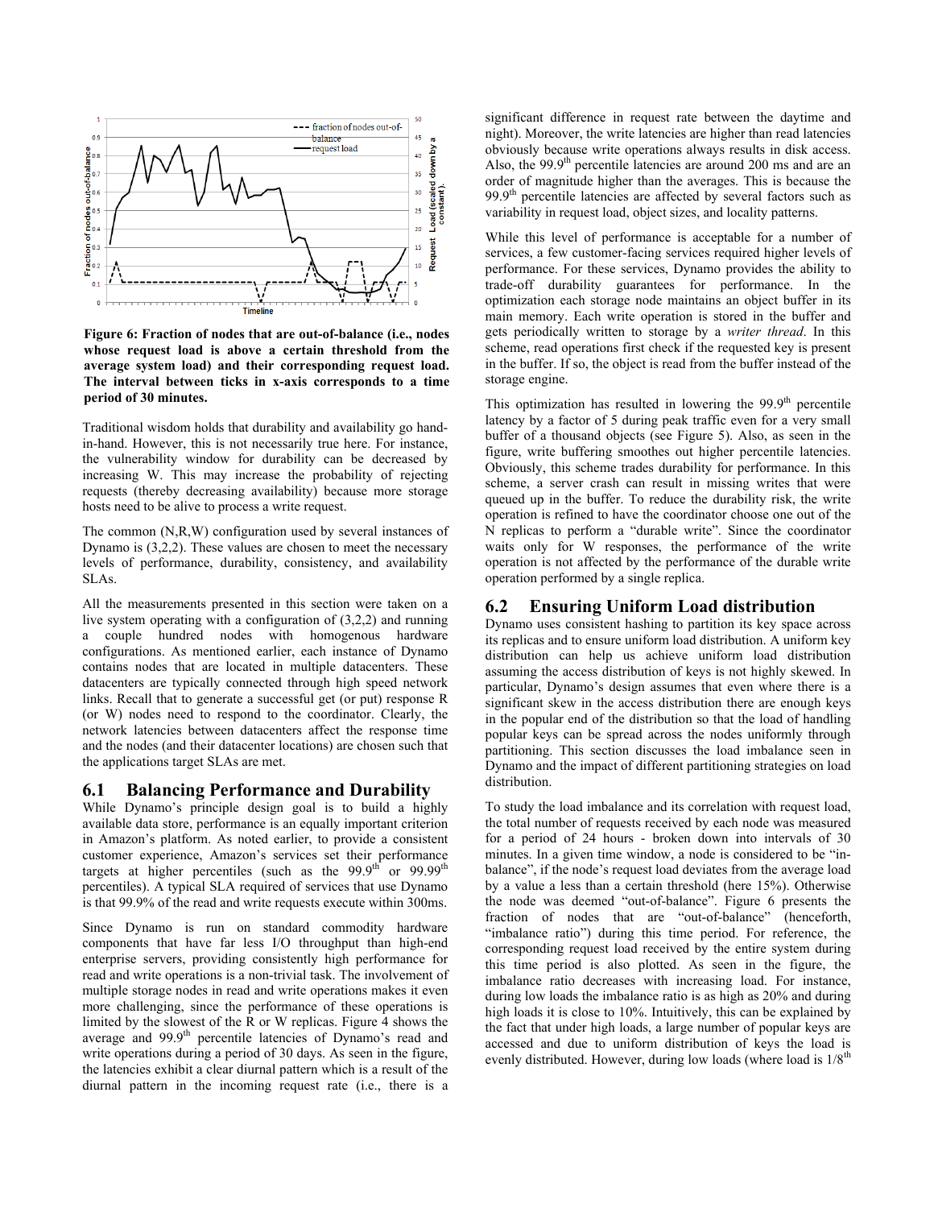1
0.9
0.8
0.7
0.6
0.5
0.4
0.3
0.2
0.1
0

50
45
40
35
30
25
20
15
10
5
0

Fraction of nodes out-of-balance

Request Load (scaled down by a constant).

fraction of nodes out-of-balance

request load

Timeline

**Figure 6: Fraction of nodes that are out-of-balance (i.e., nodes whose request load is above a certain threshold from the average system load) and their corresponding request load. The interval between ticks in x-axis corresponds to a time period of 30 minutes.**

Traditional wisdom holds that durability and availability go hand-in-hand. However, this is not necessarily true here. For instance, the vulnerability window for durability can be decreased by increasing W. This may increase the probability of rejecting requests (thereby decreasing availability) because more storage hosts need to be alive to process a write request.

The common (N,R,W) configuration used by several instances of Dynamo is (3,2,2). These values are chosen to meet the necessary levels of performance, durability, consistency, and availability SLAs.

All the measurements presented in this section were taken on a live system operating with a configuration of (3,2,2) and running a couple hundred nodes with homogenous hardware configurations. As mentioned earlier, each instance of Dynamo contains nodes that are located in multiple datacenters. These datacenters are typically connected through high speed network links. Recall that to generate a successful get (or put) response R (or W) nodes need to respond to the coordinator. Clearly, the network latencies between datacenters affect the response time and the nodes (and their datacenter locations) are chosen such that the applications target SLAs are met.

## 6.1 Balancing Performance and Durability

While Dynamo's principle design goal is to build a highly available data store, performance is an equally important criterion in Amazon's platform. As noted earlier, to provide a consistent customer experience, Amazon's services set their performance targets at higher percentiles (such as the 99.9$^{th}$ or 99.99$^{th}$ percentiles). A typical SLA required of services that use Dynamo is that 99.9% of the read and write requests execute within 300ms.

Since Dynamo is run on standard commodity hardware components that have far less I/O throughput than high-end enterprise servers, providing consistently high performance for read and write operations is a non-trivial task. The involvement of multiple storage nodes in read and write operations makes it even more challenging, since the performance of these operations is limited by the slowest of the R or W replicas. Figure 4 shows the average and 99.9$^{th}$ percentile latencies of Dynamo's read and write operations during a period of 30 days. As seen in the figure, the latencies exhibit a clear diurnal pattern which is a result of the diurnal pattern in the incoming request rate (i.e., there is a significant difference in request rate between the daytime and night). Moreover, the write latencies are higher than read latencies obviously because write operations always results in disk access. Also, the 99.9$^{th}$ percentile latencies are around 200 ms and are an order of magnitude higher than the averages. This is because the 99.9$^{th}$ percentile latencies are affected by several factors such as variability in request load, object sizes, and locality patterns.

While this level of performance is acceptable for a number of services, a few customer-facing services required higher levels of performance. For these services, Dynamo provides the ability to trade-off durability guarantees for performance. In the optimization each storage node maintains an object buffer in its main memory. Each write operation is stored in the buffer and gets periodically written to storage by a *writer thread*. In this scheme, read operations first check if the requested key is present in the buffer. If so, the object is read from the buffer instead of the storage engine.

This optimization has resulted in lowering the 99.9$^{th}$ percentile latency by a factor of 5 during peak traffic even for a very small buffer of a thousand objects (see Figure 5). Also, as seen in the figure, write buffering smoothes out higher percentile latencies. Obviously, this scheme trades durability for performance. In this scheme, a server crash can result in missing writes that were queued up in the buffer. To reduce the durability risk, the write operation is refined to have the coordinator choose one out of the N replicas to perform a "durable write". Since the coordinator waits only for W responses, the performance of the write operation is not affected by the performance of the durable write operation performed by a single replica.

## 6.2 Ensuring Uniform Load distribution

Dynamo uses consistent hashing to partition its key space across its replicas and to ensure uniform load distribution. A uniform key distribution can help us achieve uniform load distribution assuming the access distribution of keys is not highly skewed. In particular, Dynamo's design assumes that even where there is a significant skew in the access distribution there are enough keys in the popular end of the distribution so that the load of handling popular keys can be spread across the nodes uniformly through partitioning. This section discusses the load imbalance seen in Dynamo and the impact of different partitioning strategies on load distribution.

To study the load imbalance and its correlation with request load, the total number of requests received by each node was measured for a period of 24 hours - broken down into intervals of 30 minutes. In a given time window, a node is considered to be "in-balance", if the node's request load deviates from the average load by a value a less than a certain threshold (here 15%). Otherwise the node was deemed "out-of-balance". Figure 6 presents the fraction of nodes that are "out-of-balance" (henceforth, "imbalance ratio") during this time period. For reference, the corresponding request load received by the entire system during this time period is also plotted. As seen in the figure, the imbalance ratio decreases with increasing load. For instance, during low loads the imbalance ratio is as high as 20% and during high loads it is close to 10%. Intuitively, this can be explained by the fact that under high loads, a large number of popular keys are accessed and due to uniform distribution of keys the load is evenly distributed. However, during low loads (where load is 1/8$^{th}$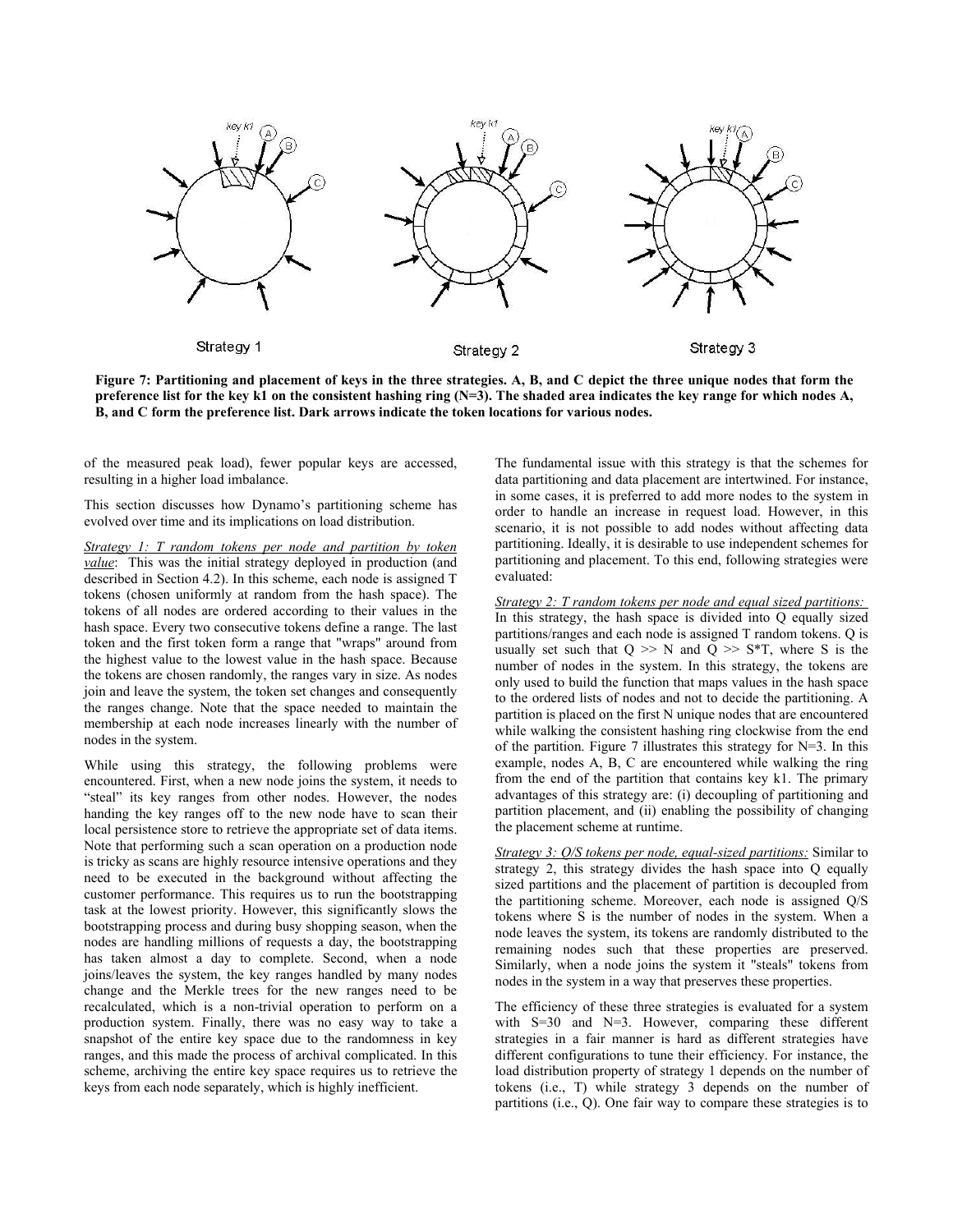Strategy 1 Strategy 2 Strategy 3

**Figure 7: Partitioning and placement of keys in the three strategies. A, B, and C depict the three unique nodes that form the preference list for the key k1 on the consistent hashing ring (N=3). The shaded area indicates the key range for which nodes A, B, and C form the preference list. Dark arrows indicate the token locations for various nodes.**

of the measured peak load), fewer popular keys are accessed, resulting in a higher load imbalance.

This section discusses how Dynamo's partitioning scheme has evolved over time and its implications on load distribution.

*Strategy 1: T random tokens per node and partition by token value*: This was the initial strategy deployed in production (and described in Section 4.2). In this scheme, each node is assigned T tokens (chosen uniformly at random from the hash space). The tokens of all nodes are ordered according to their values in the hash space. Every two consecutive tokens define a range. The last token and the first token form a range that "wraps" around from the highest value to the lowest value in the hash space. Because the tokens are chosen randomly, the ranges vary in size. As nodes join and leave the system, the token set changes and consequently the ranges change. Note that the space needed to maintain the membership at each node increases linearly with the number of nodes in the system.

While using this strategy, the following problems were encountered. First, when a new node joins the system, it needs to "steal" its key ranges from other nodes. However, the nodes handing the key ranges off to the new node have to scan their local persistence store to retrieve the appropriate set of data items. Note that performing such a scan operation on a production node is tricky as scans are highly resource intensive operations and they need to be executed in the background without affecting the customer performance. This requires us to run the bootstrapping task at the lowest priority. However, this significantly slows the bootstrapping process and during busy shopping season, when the nodes are handling millions of requests a day, the bootstrapping has taken almost a day to complete. Second, when a node joins/leaves the system, the key ranges handled by many nodes change and the Merkle trees for the new ranges need to be recalculated, which is a non-trivial operation to perform on a production system. Finally, there was no easy way to take a snapshot of the entire key space due to the randomness in key ranges, and this made the process of archival complicated. In this scheme, archiving the entire key space requires us to retrieve the keys from each node separately, which is highly inefficient.

The fundamental issue with this strategy is that the schemes for data partitioning and data placement are intertwined. For instance, in some cases, it is preferred to add more nodes to the system in order to handle an increase in request load. However, in this scenario, it is not possible to add nodes without affecting data partitioning. Ideally, it is desirable to use independent schemes for partitioning and placement. To this end, following strategies were evaluated:

*Strategy 2: T random tokens per node and equal sized partitions:* In this strategy, the hash space is divided into Q equally sized partitions/ranges and each node is assigned T random tokens. Q is usually set such that $Q >> N$ and $Q >> S*T$, where S is the number of nodes in the system. In this strategy, the tokens are only used to build the function that maps values in the hash space to the ordered lists of nodes and not to decide the partitioning. A partition is placed on the first N unique nodes that are encountered while walking the consistent hashing ring clockwise from the end of the partition. Figure 7 illustrates this strategy for N=3. In this example, nodes A, B, C are encountered while walking the ring from the end of the partition that contains key k1. The primary advantages of this strategy are: (i) decoupling of partitioning and partition placement, and (ii) enabling the possibility of changing the placement scheme at runtime.

*Strategy 3: Q/S tokens per node, equal-sized partitions:* Similar to strategy 2, this strategy divides the hash space into Q equally sized partitions and the placement of partition is decoupled from the partitioning scheme. Moreover, each node is assigned Q/S tokens where S is the number of nodes in the system. When a node leaves the system, its tokens are randomly distributed to the remaining nodes such that these properties are preserved. Similarly, when a node joins the system it "steals" tokens from nodes in the system in a way that preserves these properties.

The efficiency of these three strategies is evaluated for a system with S=30 and N=3. However, comparing these different strategies in a fair manner is hard as different strategies have different configurations to tune their efficiency. For instance, the load distribution property of strategy 1 depends on the number of tokens (i.e., T) while strategy 3 depends on the number of partitions (i.e., Q). One fair way to compare these strategies is to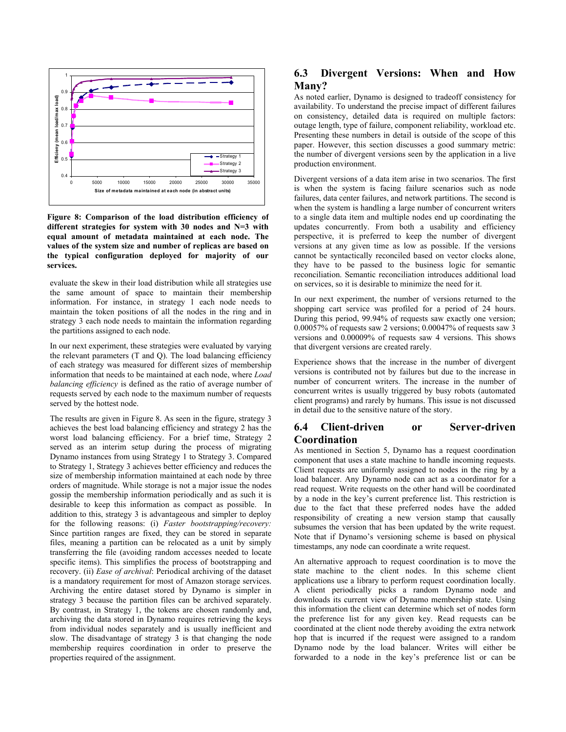1

0.9

0.8

0.7

0.6

0.5

0.4

Efficieny (mean load/max load)

0 5000 10000 15000 20000 25000 30000 35000

Size of metadata maintained at each node (in abstract units)

Strategy 1

Strategy 2

Strategy 3

**Figure 8: Comparison of the load distribution efficiency of different strategies for system with 30 nodes and N=3 with equal amount of metadata maintained at each node. The values of the system size and number of replicas are based on the typical configuration deployed for majority of our services.**

evaluate the skew in their load distribution while all strategies use the same amount of space to maintain their membership information. For instance, in strategy 1 each node needs to maintain the token positions of all the nodes in the ring and in strategy 3 each node needs to maintain the information regarding the partitions assigned to each node.

In our next experiment, these strategies were evaluated by varying the relevant parameters (T and Q). The load balancing efficiency of each strategy was measured for different sizes of membership information that needs to be maintained at each node, where *Load balancing efficiency* is defined as the ratio of average number of requests served by each node to the maximum number of requests served by the hottest node.

The results are given in Figure 8. As seen in the figure, strategy 3 achieves the best load balancing efficiency and strategy 2 has the worst load balancing efficiency. For a brief time, Strategy 2 served as an interim setup during the process of migrating Dynamo instances from using Strategy 1 to Strategy 3. Compared to Strategy 1, Strategy 3 achieves better efficiency and reduces the size of membership information maintained at each node by three orders of magnitude. While storage is not a major issue the nodes gossip the membership information periodically and as such it is desirable to keep this information as compact as possible. In addition to this, strategy 3 is advantageous and simpler to deploy for the following reasons: (i) *Faster bootstrapping/recovery:* Since partition ranges are fixed, they can be stored in separate files, meaning a partition can be relocated as a unit by simply transferring the file (avoiding random accesses needed to locate specific items). This simplifies the process of bootstrapping and recovery. (ii) *Ease of archival*: Periodical archiving of the dataset is a mandatory requirement for most of Amazon storage services. Archiving the entire dataset stored by Dynamo is simpler in strategy 3 because the partition files can be archived separately. By contrast, in Strategy 1, the tokens are chosen randomly and, archiving the data stored in Dynamo requires retrieving the keys from individual nodes separately and is usually inefficient and slow. The disadvantage of strategy 3 is that changing the node membership requires coordination in order to preserve the properties required of the assignment.

## 6.3 Divergent Versions: When and How Many?

As noted earlier, Dynamo is designed to tradeoff consistency for availability. To understand the precise impact of different failures on consistency, detailed data is required on multiple factors: outage length, type of failure, component reliability, workload etc. Presenting these numbers in detail is outside of the scope of this paper. However, this section discusses a good summary metric: the number of divergent versions seen by the application in a live production environment.

Divergent versions of a data item arise in two scenarios. The first is when the system is facing failure scenarios such as node failures, data center failures, and network partitions. The second is when the system is handling a large number of concurrent writers to a single data item and multiple nodes end up coordinating the updates concurrently. From both a usability and efficiency perspective, it is preferred to keep the number of divergent versions at any given time as low as possible. If the versions cannot be syntactically reconciled based on vector clocks alone, they have to be passed to the business logic for semantic reconciliation. Semantic reconciliation introduces additional load on services, so it is desirable to minimize the need for it.

In our next experiment, the number of versions returned to the shopping cart service was profiled for a period of 24 hours. During this period, 99.94% of requests saw exactly one version; 0.00057% of requests saw 2 versions; 0.00047% of requests saw 3 versions and 0.00009% of requests saw 4 versions. This shows that divergent versions are created rarely.

Experience shows that the increase in the number of divergent versions is contributed not by failures but due to the increase in number of concurrent writers. The increase in the number of concurrent writes is usually triggered by busy robots (automated client programs) and rarely by humans. This issue is not discussed in detail due to the sensitive nature of the story.

## 6.4 Client-driven or Server-driven Coordination

As mentioned in Section 5, Dynamo has a request coordination component that uses a state machine to handle incoming requests. Client requests are uniformly assigned to nodes in the ring by a load balancer. Any Dynamo node can act as a coordinator for a read request. Write requests on the other hand will be coordinated by a node in the key's current preference list. This restriction is due to the fact that these preferred nodes have the added responsibility of creating a new version stamp that causally subsumes the version that has been updated by the write request. Note that if Dynamo's versioning scheme is based on physical timestamps, any node can coordinate a write request.

An alternative approach to request coordination is to move the state machine to the client nodes. In this scheme client applications use a library to perform request coordination locally. A client periodically picks a random Dynamo node and downloads its current view of Dynamo membership state. Using this information the client can determine which set of nodes form the preference list for any given key. Read requests can be coordinated at the client node thereby avoiding the extra network hop that is incurred if the request were assigned to a random Dynamo node by the load balancer. Writes will either be forwarded to a node in the key's preference list or can be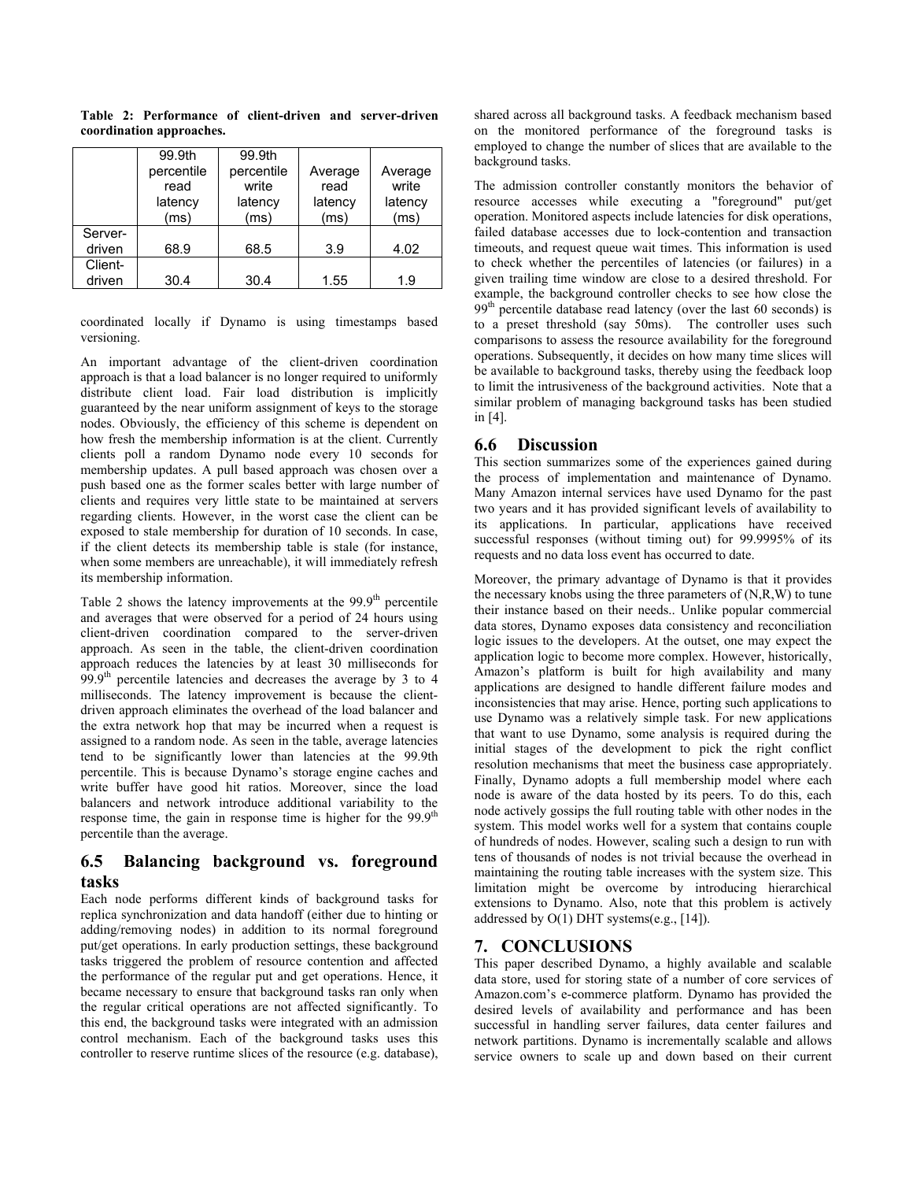**Table 2: Performance of client-driven and server-driven coordination approaches.**

| | 99.9th percentile read latency (ms) | 99.9th percentile write latency (ms) | Average read latency (ms) | Average write latency (ms) |
|---|---|---|---|---|
| Server-driven | 68.9 | 68.5 | 3.9 | 4.02 |
| Client-driven | 30.4 | 30.4 | 1.55 | 1.9 |

coordinated locally if Dynamo is using timestamps based versioning.

An important advantage of the client-driven coordination approach is that a load balancer is no longer required to uniformly distribute client load. Fair load distribution is implicitly guaranteed by the near uniform assignment of keys to the storage nodes. Obviously, the efficiency of this scheme is dependent on how fresh the membership information is at the client. Currently clients poll a random Dynamo node every 10 seconds for membership updates. A pull based approach was chosen over a push based one as the former scales better with large number of clients and requires very little state to be maintained at servers regarding clients. However, in the worst case the client can be exposed to stale membership for duration of 10 seconds. In case, if the client detects its membership table is stale (for instance, when some members are unreachable), it will immediately refresh its membership information.

Table 2 shows the latency improvements at the 99.9$^{th}$ percentile and averages that were observed for a period of 24 hours using client-driven coordination compared to the server-driven approach. As seen in the table, the client-driven coordination approach reduces the latencies by at least 30 milliseconds for 99.9$^{th}$ percentile latencies and decreases the average by 3 to 4 milliseconds. The latency improvement is because the client-driven approach eliminates the overhead of the load balancer and the extra network hop that may be incurred when a request is assigned to a random node. As seen in the table, average latencies tend to be significantly lower than latencies at the 99.9th percentile. This is because Dynamo's storage engine caches and write buffer have good hit ratios. Moreover, since the load balancers and network introduce additional variability to the response time, the gain in response time is higher for the 99.9$^{th}$ percentile than the average.

## 6.5 Balancing background vs. foreground tasks

Each node performs different kinds of background tasks for replica synchronization and data handoff (either due to hinting or adding/removing nodes) in addition to its normal foreground put/get operations. In early production settings, these background tasks triggered the problem of resource contention and affected the performance of the regular put and get operations. Hence, it became necessary to ensure that background tasks ran only when the regular critical operations are not affected significantly. To this end, the background tasks were integrated with an admission control mechanism. Each of the background tasks uses this controller to reserve runtime slices of the resource (e.g. database), shared across all background tasks. A feedback mechanism based on the monitored performance of the foreground tasks is employed to change the number of slices that are available to the background tasks.

The admission controller constantly monitors the behavior of resource accesses while executing a "foreground" put/get operation. Monitored aspects include latencies for disk operations, failed database accesses due to lock-contention and transaction timeouts, and request queue wait times. This information is used to check whether the percentiles of latencies (or failures) in a given trailing time window are close to a desired threshold. For example, the background controller checks to see how close the 99$^{th}$ percentile database read latency (over the last 60 seconds) is to a preset threshold (say 50ms). The controller uses such comparisons to assess the resource availability for the foreground operations. Subsequently, it decides on how many time slices will be available to background tasks, thereby using the feedback loop to limit the intrusiveness of the background activities. Note that a similar problem of managing background tasks has been studied in [4].

## 6.6 Discussion

This section summarizes some of the experiences gained during the process of implementation and maintenance of Dynamo. Many Amazon internal services have used Dynamo for the past two years and it has provided significant levels of availability to its applications. In particular, applications have received successful responses (without timing out) for 99.9995% of its requests and no data loss event has occurred to date.

Moreover, the primary advantage of Dynamo is that it provides the necessary knobs using the three parameters of (N,R,W) to tune their instance based on their needs.. Unlike popular commercial data stores, Dynamo exposes data consistency and reconciliation logic issues to the developers. At the outset, one may expect the application logic to become more complex. However, historically, Amazon's platform is built for high availability and many applications are designed to handle different failure modes and inconsistencies that may arise. Hence, porting such applications to use Dynamo was a relatively simple task. For new applications that want to use Dynamo, some analysis is required during the initial stages of the development to pick the right conflict resolution mechanisms that meet the business case appropriately. Finally, Dynamo adopts a full membership model where each node is aware of the data hosted by its peers. To do this, each node actively gossips the full routing table with other nodes in the system. This model works well for a system that contains couple of hundreds of nodes. However, scaling such a design to run with tens of thousands of nodes is not trivial because the overhead in maintaining the routing table increases with the system size. This limitation might be overcome by introducing hierarchical extensions to Dynamo. Also, note that this problem is actively addressed by O(1) DHT systems(e.g., [14]).

# 7. CONCLUSIONS

This paper described Dynamo, a highly available and scalable data store, used for storing state of a number of core services of Amazon.com's e-commerce platform. Dynamo has provided the desired levels of availability and performance and has been successful in handling server failures, data center failures and network partitions. Dynamo is incrementally scalable and allows service owners to scale up and down based on their current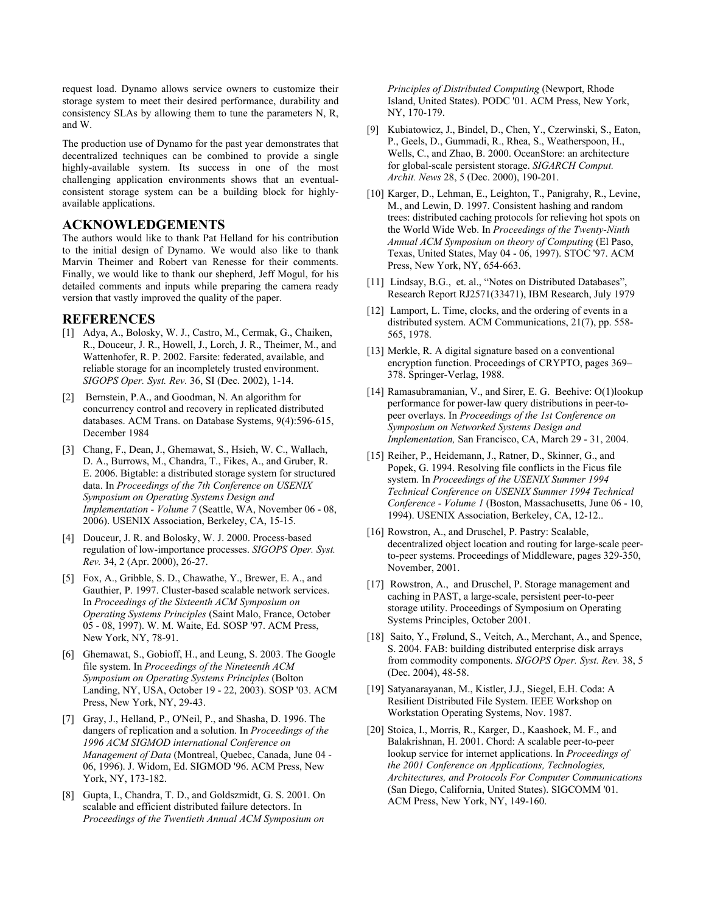request load. Dynamo allows service owners to customize their storage system to meet their desired performance, durability and consistency SLAs by allowing them to tune the parameters N, R, and W.

The production use of Dynamo for the past year demonstrates that decentralized techniques can be combined to provide a single highly-available system. Its success in one of the most challenging application environments shows that an eventual-consistent storage system can be a building block for highly-available applications.

## ACKNOWLEDGEMENTS

The authors would like to thank Pat Helland for his contribution to the initial design of Dynamo. We would also like to thank Marvin Theimer and Robert van Renesse for their comments. Finally, we would like to thank our shepherd, Jeff Mogul, for his detailed comments and inputs while preparing the camera ready version that vastly improved the quality of the paper.

## REFERENCES

[1] Adya, A., Bolosky, W. J., Castro, M., Cermak, G., Chaiken, R., Douceur, J. R., Howell, J., Lorch, J. R., Theimer, M., and Wattenhofer, R. P. 2002. Farsite: federated, available, and reliable storage for an incompletely trusted environment. *SIGOPS Oper. Syst. Rev.* 36, SI (Dec. 2002), 1-14.

[2] Bernstein, P.A., and Goodman, N. An algorithm for concurrency control and recovery in replicated distributed databases. ACM Trans. on Database Systems, 9(4):596-615, December 1984

[3] Chang, F., Dean, J., Ghemawat, S., Hsieh, W. C., Wallach, D. A., Burrows, M., Chandra, T., Fikes, A., and Gruber, R. E. 2006. Bigtable: a distributed storage system for structured data. In *Proceedings of the 7th Conference on USENIX Symposium on Operating Systems Design and Implementation - Volume 7* (Seattle, WA, November 06 - 08, 2006). USENIX Association, Berkeley, CA, 15-15.

[4] Douceur, J. R. and Bolosky, W. J. 2000. Process-based regulation of low-importance processes. *SIGOPS Oper. Syst. Rev.* 34, 2 (Apr. 2000), 26-27.

[5] Fox, A., Gribble, S. D., Chawathe, Y., Brewer, E. A., and Gauthier, P. 1997. Cluster-based scalable network services. In *Proceedings of the Sixteenth ACM Symposium on Operating Systems Principles* (Saint Malo, France, October 05 - 08, 1997). W. M. Waite, Ed. SOSP '97. ACM Press, New York, NY, 78-91.

[6] Ghemawat, S., Gobioff, H., and Leung, S. 2003. The Google file system. In *Proceedings of the Nineteenth ACM Symposium on Operating Systems Principles* (Bolton Landing, NY, USA, October 19 - 22, 2003). SOSP '03. ACM Press, New York, NY, 29-43.

[7] Gray, J., Helland, P., O'Neil, P., and Shasha, D. 1996. The dangers of replication and a solution. In *Proceedings of the 1996 ACM SIGMOD international Conference on Management of Data* (Montreal, Quebec, Canada, June 04 - 06, 1996). J. Widom, Ed. SIGMOD '96. ACM Press, New York, NY, 173-182.

[8] Gupta, I., Chandra, T. D., and Goldszmidt, G. S. 2001. On scalable and efficient distributed failure detectors. In *Proceedings of the Twentieth Annual ACM Symposium on Principles of Distributed Computing* (Newport, Rhode Island, United States). PODC '01. ACM Press, New York, NY, 170-179.

[9] Kubiatowicz, J., Bindel, D., Chen, Y., Czerwinski, S., Eaton, P., Geels, D., Gummadi, R., Rhea, S., Weatherspoon, H., Wells, C., and Zhao, B. 2000. OceanStore: an architecture for global-scale persistent storage. *SIGARCH Comput. Archit. News* 28, 5 (Dec. 2000), 190-201.

[10] Karger, D., Lehman, E., Leighton, T., Panigrahy, R., Levine, M., and Lewin, D. 1997. Consistent hashing and random trees: distributed caching protocols for relieving hot spots on the World Wide Web. In *Proceedings of the Twenty-Ninth Annual ACM Symposium on theory of Computing* (El Paso, Texas, United States, May 04 - 06, 1997). STOC '97. ACM Press, New York, NY, 654-663.

[11] Lindsay, B.G., et. al., "Notes on Distributed Databases", Research Report RJ2571(33471), IBM Research, July 1979

[12] Lamport, L. Time, clocks, and the ordering of events in a distributed system. ACM Communications, 21(7), pp. 558-565, 1978.

[13] Merkle, R. A digital signature based on a conventional encryption function. Proceedings of CRYPTO, pages 369–378. Springer-Verlag, 1988.

[14] Ramasubramanian, V., and Sirer, E. G. Beehive: O(1)lookup performance for power-law query distributions in peer-to-peer overlays. In *Proceedings of the 1st Conference on Symposium on Networked Systems Design and Implementation,* San Francisco, CA, March 29 - 31, 2004.

[15] Reiher, P., Heidemann, J., Ratner, D., Skinner, G., and Popek, G. 1994. Resolving file conflicts in the Ficus file system. In *Proceedings of the USENIX Summer 1994 Technical Conference on USENIX Summer 1994 Technical Conference - Volume 1* (Boston, Massachusetts, June 06 - 10, 1994). USENIX Association, Berkeley, CA, 12-12..

[16] Rowstron, A., and Druschel, P. Pastry: Scalable, decentralized object location and routing for large-scale peer-to-peer systems. Proceedings of Middleware, pages 329-350, November, 2001.

[17] Rowstron, A., and Druschel, P. Storage management and caching in PAST, a large-scale, persistent peer-to-peer storage utility. Proceedings of Symposium on Operating Systems Principles, October 2001.

[18] Saito, Y., Frølund, S., Veitch, A., Merchant, A., and Spence, S. 2004. FAB: building distributed enterprise disk arrays from commodity components. *SIGOPS Oper. Syst. Rev.* 38, 5 (Dec. 2004), 48-58.

[19] Satyanarayanan, M., Kistler, J.J., Siegel, E.H. Coda: A Resilient Distributed File System. IEEE Workshop on Workstation Operating Systems, Nov. 1987.

[20] Stoica, I., Morris, R., Karger, D., Kaashoek, M. F., and Balakrishnan, H. 2001. Chord: A scalable peer-to-peer lookup service for internet applications. In *Proceedings of the 2001 Conference on Applications, Technologies, Architectures, and Protocols For Computer Communications* (San Diego, California, United States). SIGCOMM '01. ACM Press, New York, NY, 149-160.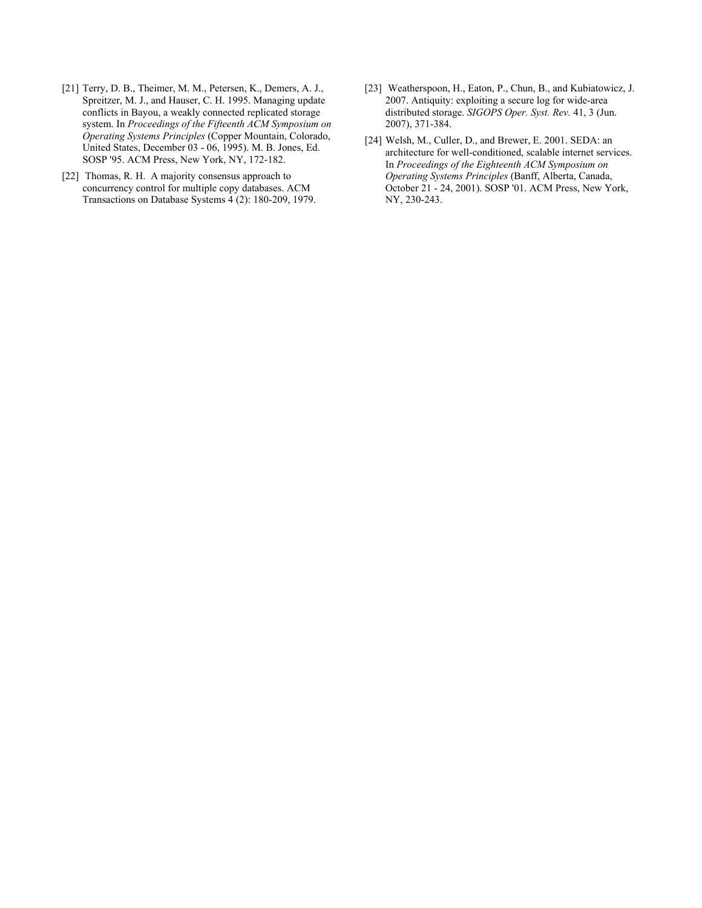[21] Terry, D. B., Theimer, M. M., Petersen, K., Demers, A. J., Spreitzer, M. J., and Hauser, C. H. 1995. Managing update conflicts in Bayou, a weakly connected replicated storage system. In *Proceedings of the Fifteenth ACM Symposium on Operating Systems Principles* (Copper Mountain, Colorado, United States, December 03 - 06, 1995). M. B. Jones, Ed. SOSP '95. ACM Press, New York, NY, 172-182.

[22] Thomas, R. H. A majority consensus approach to concurrency control for multiple copy databases. ACM Transactions on Database Systems 4 (2): 180-209, 1979.

[23] Weatherspoon, H., Eaton, P., Chun, B., and Kubiatowicz, J. 2007. Antiquity: exploiting a secure log for wide-area distributed storage. *SIGOPS Oper. Syst. Rev.* 41, 3 (Jun. 2007), 371-384.

[24] Welsh, M., Culler, D., and Brewer, E. 2001. SEDA: an architecture for well-conditioned, scalable internet services. In *Proceedings of the Eighteenth ACM Symposium on Operating Systems Principles* (Banff, Alberta, Canada, October 21 - 24, 2001). SOSP '01. ACM Press, New York, NY, 230-243.